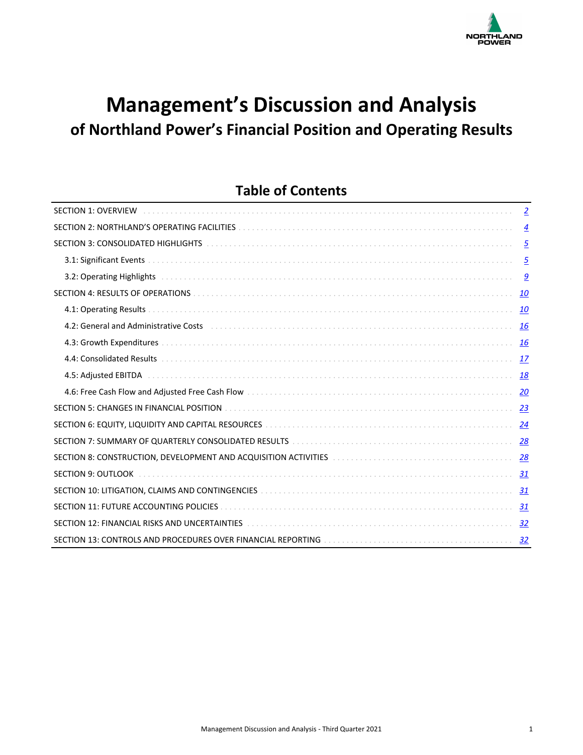# Management's Discussion and Analysis

## of Northland Power's Financial Position and Operating Results

### Table of Contents

| | |
|---|---|
| SECTION 1: OVERVIEW | 2 |
| SECTION 2: NORTHLAND'S OPERATING FACILITIES | 4 |
| SECTION 3: CONSOLIDATED HIGHLIGHTS | 5 |
| 3.1: Significant Events | 5 |
| 3.2: Operating Highlights | 9 |
| SECTION 4: RESULTS OF OPERATIONS | 10 |
| 4.1: Operating Results | 10 |
| 4.2: General and Administrative Costs | 16 |
| 4.3: Growth Expenditures | 16 |
| 4.4: Consolidated Results | 17 |
| 4.5: Adjusted EBITDA | 18 |
| 4.6: Free Cash Flow and Adjusted Free Cash Flow | 20 |
| SECTION 5: CHANGES IN FINANCIAL POSITION | 23 |
| SECTION 6: EQUITY, LIQUIDITY AND CAPITAL RESOURCES | 24 |
| SECTION 7: SUMMARY OF QUARTERLY CONSOLIDATED RESULTS | 28 |
| SECTION 8: CONSTRUCTION, DEVELOPMENT AND ACQUISITION ACTIVITIES | 28 |
| SECTION 9: OUTLOOK | 31 |
| SECTION 10: LITIGATION, CLAIMS AND CONTINGENCIES | 31 |
| SECTION 11: FUTURE ACCOUNTING POLICIES | 31 |
| SECTION 12: FINANCIAL RISKS AND UNCERTAINTIES | 32 |
| SECTION 13: CONTROLS AND PROCEDURES OVER FINANCIAL REPORTING | 32 |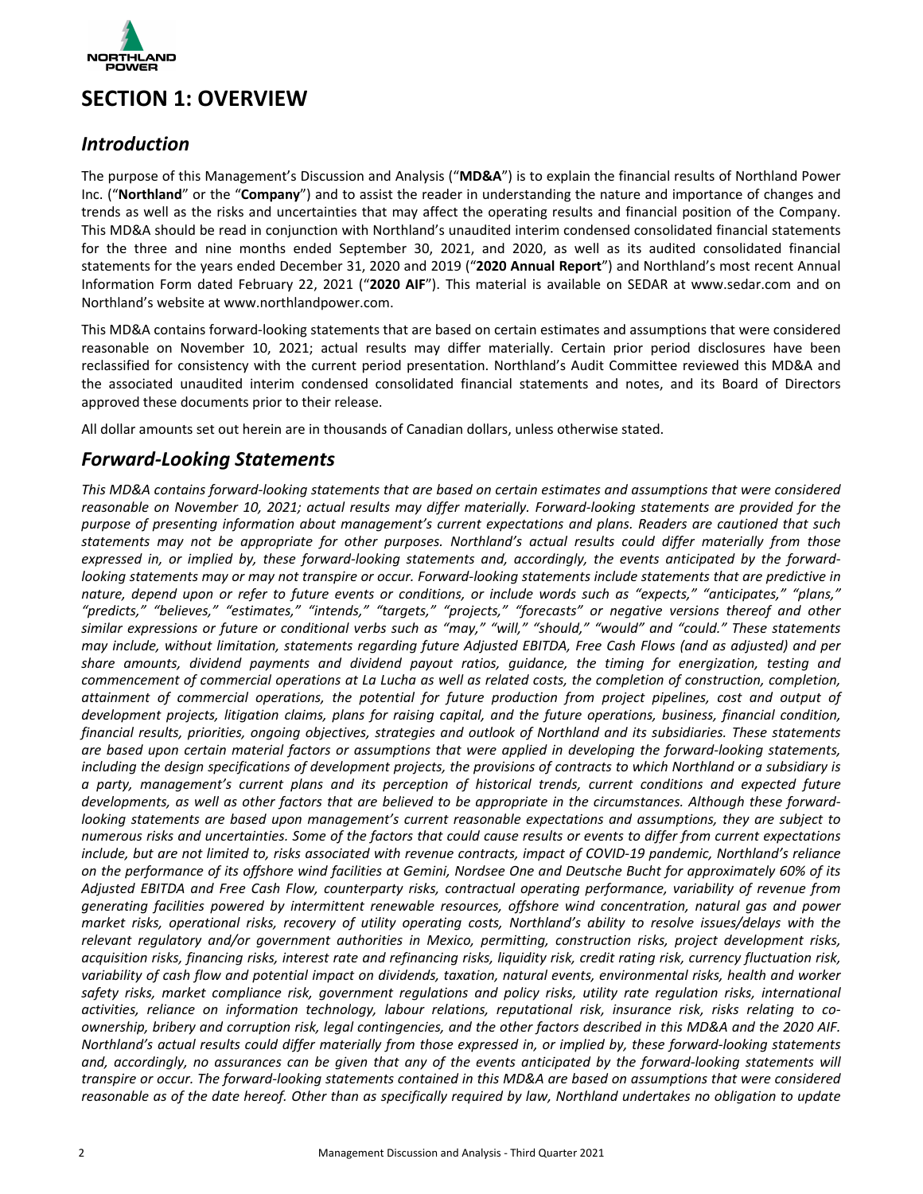# SECTION 1: OVERVIEW

## *Introduction*

The purpose of this Management's Discussion and Analysis ("**MD&A**") is to explain the financial results of Northland Power Inc. ("**Northland**" or the "**Company**") and to assist the reader in understanding the nature and importance of changes and trends as well as the risks and uncertainties that may affect the operating results and financial position of the Company. This MD&A should be read in conjunction with Northland's unaudited interim condensed consolidated financial statements for the three and nine months ended September 30, 2021, and 2020, as well as its audited consolidated financial statements for the years ended December 31, 2020 and 2019 ("**2020 Annual Report**") and Northland's most recent Annual Information Form dated February 22, 2021 ("**2020 AIF**"). This material is available on SEDAR at www.sedar.com and on Northland's website at www.northlandpower.com.

This MD&A contains forward-looking statements that are based on certain estimates and assumptions that were considered reasonable on November 10, 2021; actual results may differ materially. Certain prior period disclosures have been reclassified for consistency with the current period presentation. Northland's Audit Committee reviewed this MD&A and the associated unaudited interim condensed consolidated financial statements and notes, and its Board of Directors approved these documents prior to their release.

All dollar amounts set out herein are in thousands of Canadian dollars, unless otherwise stated.

## *Forward-Looking Statements*

*This MD&A contains forward-looking statements that are based on certain estimates and assumptions that were considered reasonable on November 10, 2021; actual results may differ materially. Forward-looking statements are provided for the purpose of presenting information about management's current expectations and plans. Readers are cautioned that such statements may not be appropriate for other purposes. Northland's actual results could differ materially from those expressed in, or implied by, these forward-looking statements and, accordingly, the events anticipated by the forward-looking statements may or may not transpire or occur. Forward-looking statements include statements that are predictive in nature, depend upon or refer to future events or conditions, or include words such as "expects," "anticipates," "plans," "predicts," "believes," "estimates," "intends," "targets," "projects," "forecasts" or negative versions thereof and other similar expressions or future or conditional verbs such as "may," "will," "should," "would" and "could." These statements may include, without limitation, statements regarding future Adjusted EBITDA, Free Cash Flows (and as adjusted) and per share amounts, dividend payments and dividend payout ratios, guidance, the timing for energization, testing and commencement of commercial operations at La Lucha as well as related costs, the completion of construction, completion, attainment of commercial operations, the potential for future production from project pipelines, cost and output of development projects, litigation claims, plans for raising capital, and the future operations, business, financial condition, financial results, priorities, ongoing objectives, strategies and outlook of Northland and its subsidiaries. These statements are based upon certain material factors or assumptions that were applied in developing the forward-looking statements, including the design specifications of development projects, the provisions of contracts to which Northland or a subsidiary is a party, management's current plans and its perception of historical trends, current conditions and expected future developments, as well as other factors that are believed to be appropriate in the circumstances. Although these forward-looking statements are based upon management's current reasonable expectations and assumptions, they are subject to numerous risks and uncertainties. Some of the factors that could cause results or events to differ from current expectations include, but are not limited to, risks associated with revenue contracts, impact of COVID-19 pandemic, Northland's reliance on the performance of its offshore wind facilities at Gemini, Nordsee One and Deutsche Bucht for approximately 60% of its Adjusted EBITDA and Free Cash Flow, counterparty risks, contractual operating performance, variability of revenue from generating facilities powered by intermittent renewable resources, offshore wind concentration, natural gas and power market risks, operational risks, recovery of utility operating costs, Northland's ability to resolve issues/delays with the relevant regulatory and/or government authorities in Mexico, permitting, construction risks, project development risks, acquisition risks, financing risks, interest rate and refinancing risks, liquidity risk, credit rating risk, currency fluctuation risk, variability of cash flow and potential impact on dividends, taxation, natural events, environmental risks, health and worker safety risks, market compliance risk, government regulations and policy risks, utility rate regulation risks, international activities, reliance on information technology, labour relations, reputational risk, insurance risk, risks relating to co-ownership, bribery and corruption risk, legal contingencies, and the other factors described in this MD&A and the 2020 AIF. Northland's actual results could differ materially from those expressed in, or implied by, these forward-looking statements and, accordingly, no assurances can be given that any of the events anticipated by the forward-looking statements will transpire or occur. The forward-looking statements contained in this MD&A are based on assumptions that were considered reasonable as of the date hereof. Other than as specifically required by law, Northland undertakes no obligation to update*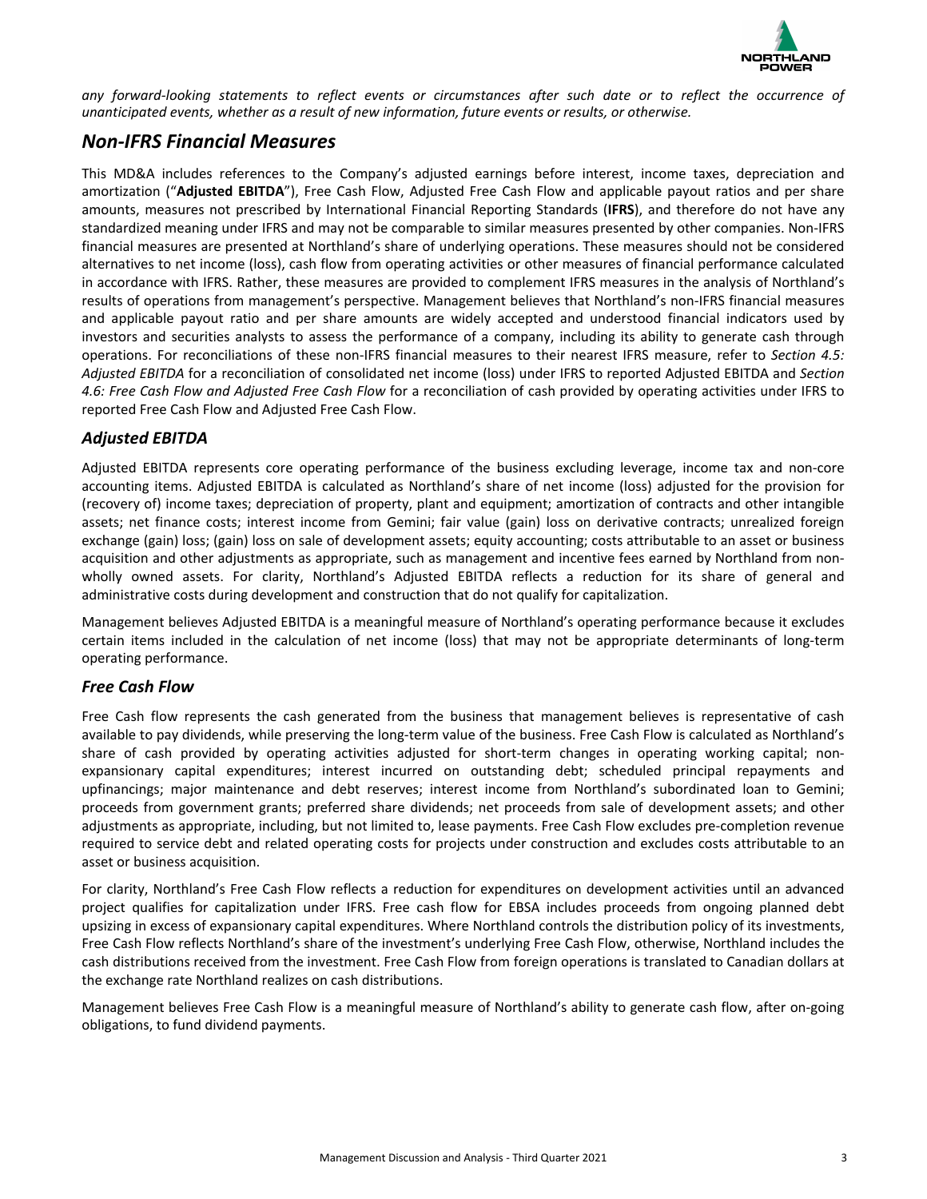*any forward-looking statements to reflect events or circumstances after such date or to reflect the occurrence of unanticipated events, whether as a result of new information, future events or results, or otherwise.*

## *Non-IFRS Financial Measures*

This MD&A includes references to the Company's adjusted earnings before interest, income taxes, depreciation and amortization ("**Adjusted EBITDA**"), Free Cash Flow, Adjusted Free Cash Flow and applicable payout ratios and per share amounts, measures not prescribed by International Financial Reporting Standards (**IFRS**), and therefore do not have any standardized meaning under IFRS and may not be comparable to similar measures presented by other companies. Non-IFRS financial measures are presented at Northland's share of underlying operations. These measures should not be considered alternatives to net income (loss), cash flow from operating activities or other measures of financial performance calculated in accordance with IFRS. Rather, these measures are provided to complement IFRS measures in the analysis of Northland's results of operations from management's perspective. Management believes that Northland's non-IFRS financial measures and applicable payout ratio and per share amounts are widely accepted and understood financial indicators used by investors and securities analysts to assess the performance of a company, including its ability to generate cash through operations. For reconciliations of these non-IFRS financial measures to their nearest IFRS measure, refer to *Section 4.5: Adjusted EBITDA* for a reconciliation of consolidated net income (loss) under IFRS to reported Adjusted EBITDA and *Section 4.6: Free Cash Flow and Adjusted Free Cash Flow* for a reconciliation of cash provided by operating activities under IFRS to reported Free Cash Flow and Adjusted Free Cash Flow.

### *Adjusted EBITDA*

Adjusted EBITDA represents core operating performance of the business excluding leverage, income tax and non-core accounting items. Adjusted EBITDA is calculated as Northland's share of net income (loss) adjusted for the provision for (recovery of) income taxes; depreciation of property, plant and equipment; amortization of contracts and other intangible assets; net finance costs; interest income from Gemini; fair value (gain) loss on derivative contracts; unrealized foreign exchange (gain) loss; (gain) loss on sale of development assets; equity accounting; costs attributable to an asset or business acquisition and other adjustments as appropriate, such as management and incentive fees earned by Northland from non-wholly owned assets. For clarity, Northland's Adjusted EBITDA reflects a reduction for its share of general and administrative costs during development and construction that do not qualify for capitalization.

Management believes Adjusted EBITDA is a meaningful measure of Northland's operating performance because it excludes certain items included in the calculation of net income (loss) that may not be appropriate determinants of long-term operating performance.

### *Free Cash Flow*

Free Cash flow represents the cash generated from the business that management believes is representative of cash available to pay dividends, while preserving the long-term value of the business. Free Cash Flow is calculated as Northland's share of cash provided by operating activities adjusted for short-term changes in operating working capital; non-expansionary capital expenditures; interest incurred on outstanding debt; scheduled principal repayments and upfinancings; major maintenance and debt reserves; interest income from Northland's subordinated loan to Gemini; proceeds from government grants; preferred share dividends; net proceeds from sale of development assets; and other adjustments as appropriate, including, but not limited to, lease payments. Free Cash Flow excludes pre-completion revenue required to service debt and related operating costs for projects under construction and excludes costs attributable to an asset or business acquisition.

For clarity, Northland's Free Cash Flow reflects a reduction for expenditures on development activities until an advanced project qualifies for capitalization under IFRS. Free cash flow for EBSA includes proceeds from ongoing planned debt upsizing in excess of expansionary capital expenditures. Where Northland controls the distribution policy of its investments, Free Cash Flow reflects Northland's share of the investment's underlying Free Cash Flow, otherwise, Northland includes the cash distributions received from the investment. Free Cash Flow from foreign operations is translated to Canadian dollars at the exchange rate Northland realizes on cash distributions.

Management believes Free Cash Flow is a meaningful measure of Northland's ability to generate cash flow, after on-going obligations, to fund dividend payments.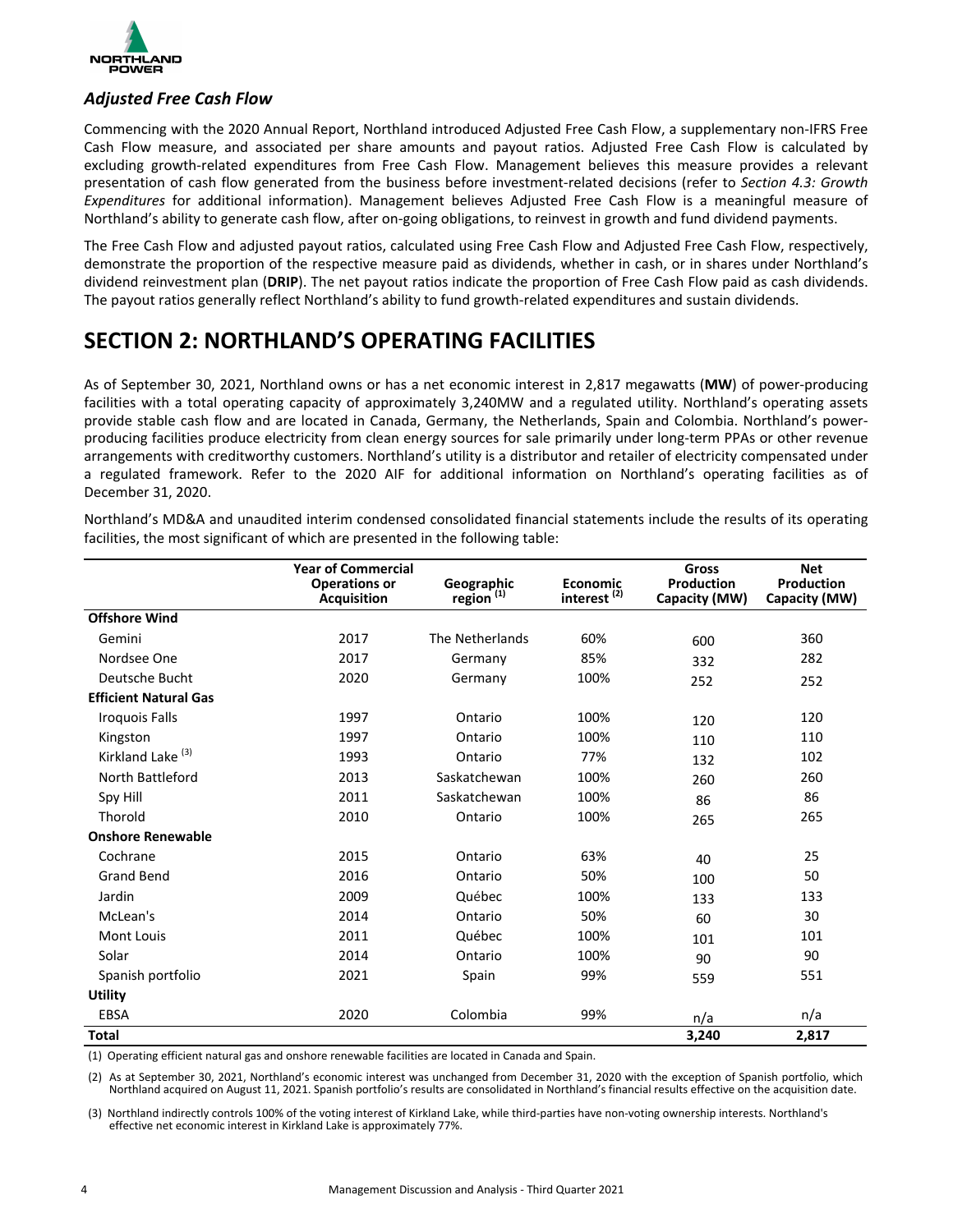### *Adjusted Free Cash Flow*

Commencing with the 2020 Annual Report, Northland introduced Adjusted Free Cash Flow, a supplementary non-IFRS Free Cash Flow measure, and associated per share amounts and payout ratios. Adjusted Free Cash Flow is calculated by excluding growth-related expenditures from Free Cash Flow. Management believes this measure provides a relevant presentation of cash flow generated from the business before investment-related decisions (refer to *Section 4.3: Growth Expenditures* for additional information). Management believes Adjusted Free Cash Flow is a meaningful measure of Northland's ability to generate cash flow, after on-going obligations, to reinvest in growth and fund dividend payments.

The Free Cash Flow and adjusted payout ratios, calculated using Free Cash Flow and Adjusted Free Cash Flow, respectively, demonstrate the proportion of the respective measure paid as dividends, whether in cash, or in shares under Northland's dividend reinvestment plan (**DRIP**). The net payout ratios indicate the proportion of Free Cash Flow paid as cash dividends. The payout ratios generally reflect Northland's ability to fund growth-related expenditures and sustain dividends.

# SECTION 2: NORTHLAND'S OPERATING FACILITIES

As of September 30, 2021, Northland owns or has a net economic interest in 2,817 megawatts (**MW**) of power-producing facilities with a total operating capacity of approximately 3,240MW and a regulated utility. Northland's operating assets provide stable cash flow and are located in Canada, Germany, the Netherlands, Spain and Colombia. Northland's power-producing facilities produce electricity from clean energy sources for sale primarily under long-term PPAs or other revenue arrangements with creditworthy customers. Northland's utility is a distributor and retailer of electricity compensated under a regulated framework. Refer to the 2020 AIF for additional information on Northland's operating facilities as of December 31, 2020.

Northland's MD&A and unaudited interim condensed consolidated financial statements include the results of its operating facilities, the most significant of which are presented in the following table:

| | Year of Commercial Operations or Acquisition | Geographic region (1) | Economic interest (2) | Gross Production Capacity (MW) | Net Production Capacity (MW) |
|---|---|---|---|---|---|
| **Offshore Wind** | | | | | |
| Gemini | 2017 | The Netherlands | 60% | 600 | 360 |
| Nordsee One | 2017 | Germany | 85% | 332 | 282 |
| Deutsche Bucht | 2020 | Germany | 100% | 252 | 252 |
| **Efficient Natural Gas** | | | | | |
| Iroquois Falls | 1997 | Ontario | 100% | 120 | 120 |
| Kingston | 1997 | Ontario | 100% | 110 | 110 |
| Kirkland Lake (3) | 1993 | Ontario | 77% | 132 | 102 |
| North Battleford | 2013 | Saskatchewan | 100% | 260 | 260 |
| Spy Hill | 2011 | Saskatchewan | 100% | 86 | 86 |
| Thorold | 2010 | Ontario | 100% | 265 | 265 |
| **Onshore Renewable** | | | | | |
| Cochrane | 2015 | Ontario | 63% | 40 | 25 |
| Grand Bend | 2016 | Ontario | 50% | 100 | 50 |
| Jardin | 2009 | Québec | 100% | 133 | 133 |
| McLean's | 2014 | Ontario | 50% | 60 | 30 |
| Mont Louis | 2011 | Québec | 100% | 101 | 101 |
| Solar | 2014 | Ontario | 100% | 90 | 90 |
| Spanish portfolio | 2021 | Spain | 99% | 559 | 551 |
| **Utility** | | | | | |
| EBSA | 2020 | Colombia | 99% | n/a | n/a |
| **Total** | | | | **3,240** | **2,817** |

(1) Operating efficient natural gas and onshore renewable facilities are located in Canada and Spain.

(2) As at September 30, 2021, Northland's economic interest was unchanged from December 31, 2020 with the exception of Spanish portfolio, which Northland acquired on August 11, 2021. Spanish portfolio's results are consolidated in Northland's financial results effective on the acquisition date.

(3) Northland indirectly controls 100% of the voting interest of Kirkland Lake, while third-parties have non-voting ownership interests. Northland's effective net economic interest in Kirkland Lake is approximately 77%.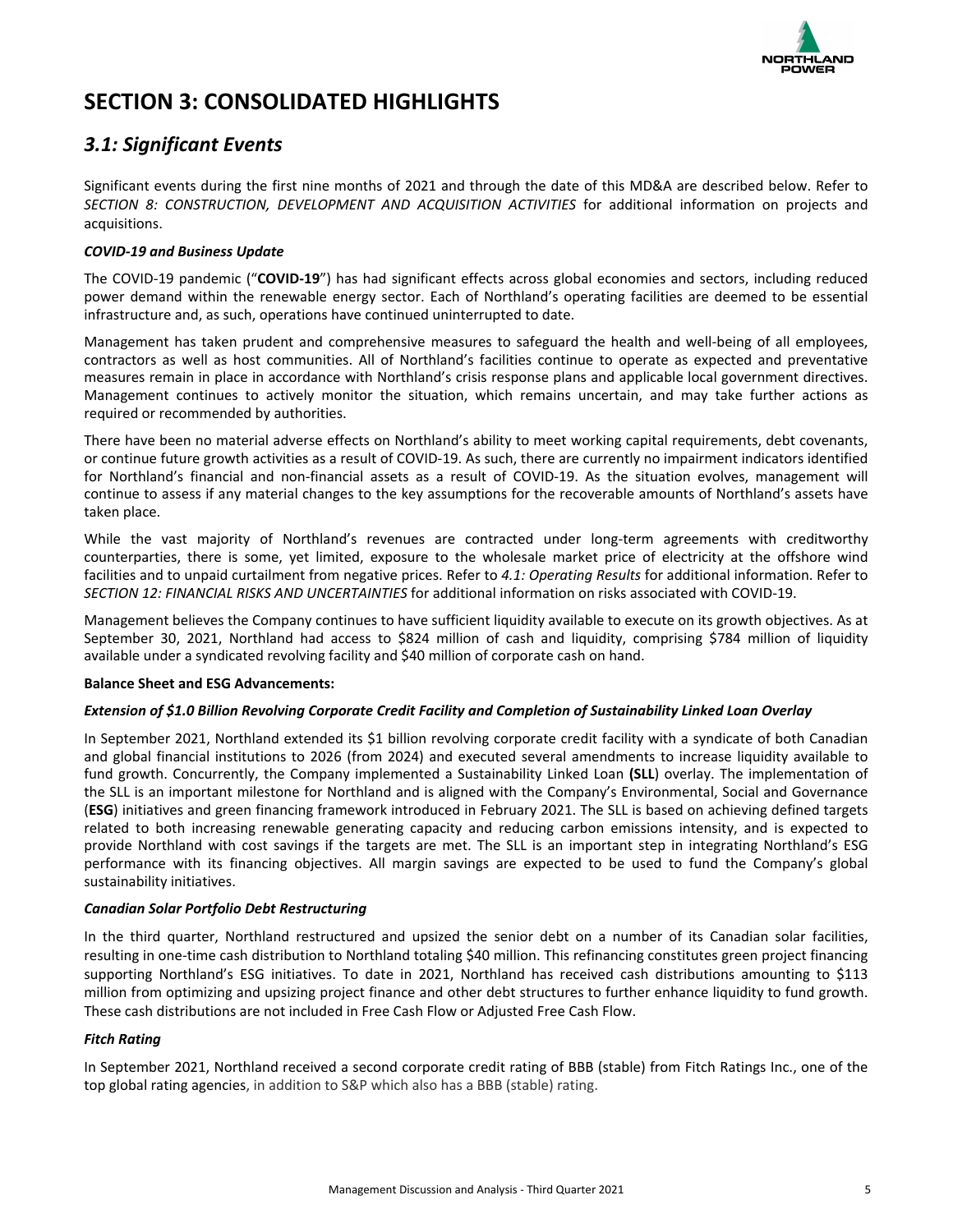# SECTION 3: CONSOLIDATED HIGHLIGHTS

## *3.1: Significant Events*

Significant events during the first nine months of 2021 and through the date of this MD&A are described below. Refer to *SECTION 8: CONSTRUCTION, DEVELOPMENT AND ACQUISITION ACTIVITIES* for additional information on projects and acquisitions.

***COVID-19 and Business Update***

The COVID-19 pandemic ("**COVID-19**") has had significant effects across global economies and sectors, including reduced power demand within the renewable energy sector. Each of Northland's operating facilities are deemed to be essential infrastructure and, as such, operations have continued uninterrupted to date.

Management has taken prudent and comprehensive measures to safeguard the health and well-being of all employees, contractors as well as host communities. All of Northland's facilities continue to operate as expected and preventative measures remain in place in accordance with Northland's crisis response plans and applicable local government directives. Management continues to actively monitor the situation, which remains uncertain, and may take further actions as required or recommended by authorities.

There have been no material adverse effects on Northland's ability to meet working capital requirements, debt covenants, or continue future growth activities as a result of COVID-19. As such, there are currently no impairment indicators identified for Northland's financial and non-financial assets as a result of COVID-19. As the situation evolves, management will continue to assess if any material changes to the key assumptions for the recoverable amounts of Northland's assets have taken place.

While the vast majority of Northland's revenues are contracted under long-term agreements with creditworthy counterparties, there is some, yet limited, exposure to the wholesale market price of electricity at the offshore wind facilities and to unpaid curtailment from negative prices. Refer to *4.1: Operating Results* for additional information. Refer to *SECTION 12: FINANCIAL RISKS AND UNCERTAINTIES* for additional information on risks associated with COVID-19.

Management believes the Company continues to have sufficient liquidity available to execute on its growth objectives. As at September 30, 2021, Northland had access to $824 million of cash and liquidity, comprising $784 million of liquidity available under a syndicated revolving facility and $40 million of corporate cash on hand.

**Balance Sheet and ESG Advancements:**

***Extension of $1.0 Billion Revolving Corporate Credit Facility and Completion of Sustainability Linked Loan Overlay***

In September 2021, Northland extended its $1 billion revolving corporate credit facility with a syndicate of both Canadian and global financial institutions to 2026 (from 2024) and executed several amendments to increase liquidity available to fund growth. Concurrently, the Company implemented a Sustainability Linked Loan **(SLL**) overlay. The implementation of the SLL is an important milestone for Northland and is aligned with the Company's Environmental, Social and Governance (**ESG**) initiatives and green financing framework introduced in February 2021. The SLL is based on achieving defined targets related to both increasing renewable generating capacity and reducing carbon emissions intensity, and is expected to provide Northland with cost savings if the targets are met. The SLL is an important step in integrating Northland's ESG performance with its financing objectives. All margin savings are expected to be used to fund the Company's global sustainability initiatives.

***Canadian Solar Portfolio Debt Restructuring***

In the third quarter, Northland restructured and upsized the senior debt on a number of its Canadian solar facilities, resulting in one-time cash distribution to Northland totaling $40 million. This refinancing constitutes green project financing supporting Northland's ESG initiatives. To date in 2021, Northland has received cash distributions amounting to $113 million from optimizing and upsizing project finance and other debt structures to further enhance liquidity to fund growth. These cash distributions are not included in Free Cash Flow or Adjusted Free Cash Flow.

***Fitch Rating***

In September 2021, Northland received a second corporate credit rating of BBB (stable) from Fitch Ratings Inc., one of the top global rating agencies, in addition to S&P which also has a BBB (stable) rating.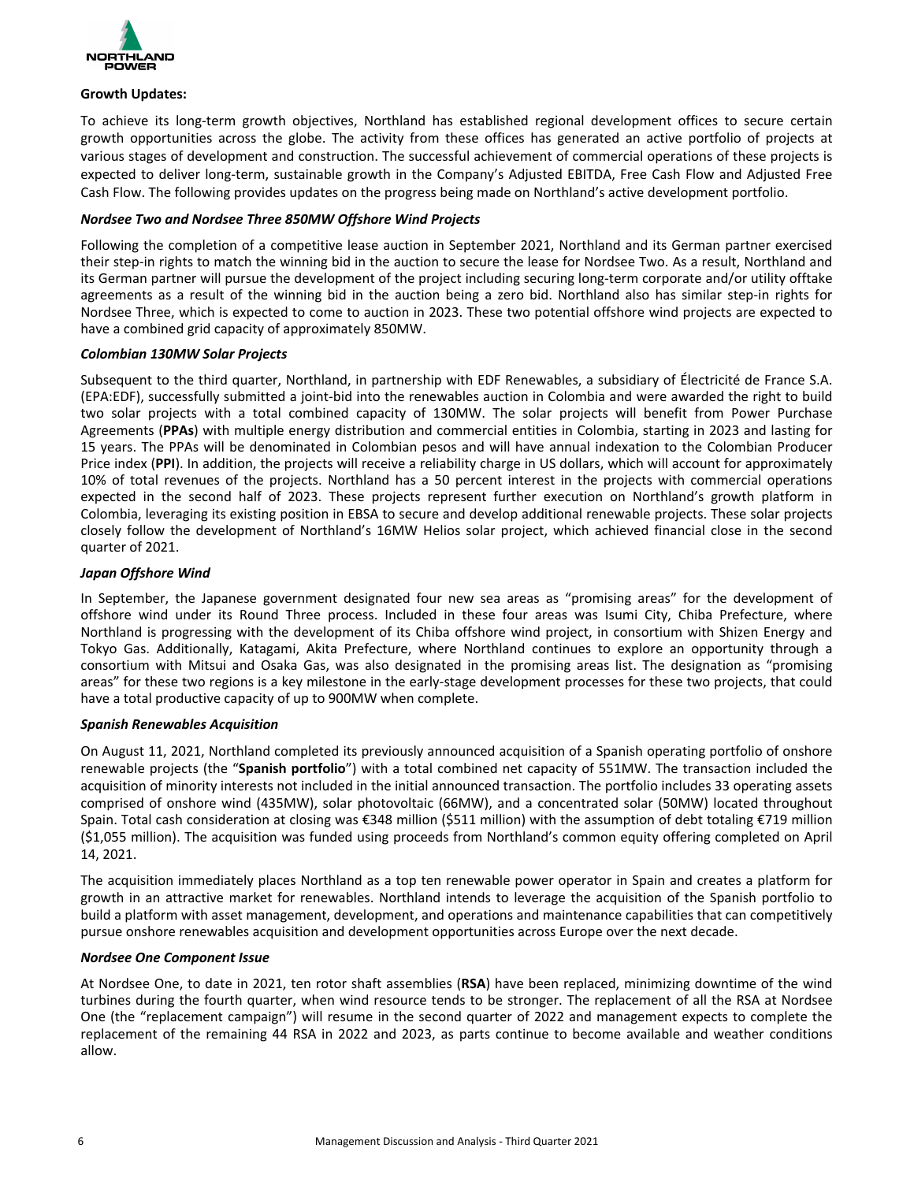**Growth Updates:**

To achieve its long-term growth objectives, Northland has established regional development offices to secure certain growth opportunities across the globe. The activity from these offices has generated an active portfolio of projects at various stages of development and construction. The successful achievement of commercial operations of these projects is expected to deliver long-term, sustainable growth in the Company's Adjusted EBITDA, Free Cash Flow and Adjusted Free Cash Flow. The following provides updates on the progress being made on Northland's active development portfolio.

***Nordsee Two and Nordsee Three 850MW Offshore Wind Projects***

Following the completion of a competitive lease auction in September 2021, Northland and its German partner exercised their step-in rights to match the winning bid in the auction to secure the lease for Nordsee Two. As a result, Northland and its German partner will pursue the development of the project including securing long-term corporate and/or utility offtake agreements as a result of the winning bid in the auction being a zero bid. Northland also has similar step-in rights for Nordsee Three, which is expected to come to auction in 2023. These two potential offshore wind projects are expected to have a combined grid capacity of approximately 850MW.

***Colombian 130MW Solar Projects***

Subsequent to the third quarter, Northland, in partnership with EDF Renewables, a subsidiary of Électricité de France S.A. (EPA:EDF), successfully submitted a joint-bid into the renewables auction in Colombia and were awarded the right to build two solar projects with a total combined capacity of 130MW. The solar projects will benefit from Power Purchase Agreements (**PPAs**) with multiple energy distribution and commercial entities in Colombia, starting in 2023 and lasting for 15 years. The PPAs will be denominated in Colombian pesos and will have annual indexation to the Colombian Producer Price index (**PPI**). In addition, the projects will receive a reliability charge in US dollars, which will account for approximately 10% of total revenues of the projects. Northland has a 50 percent interest in the projects with commercial operations expected in the second half of 2023. These projects represent further execution on Northland's growth platform in Colombia, leveraging its existing position in EBSA to secure and develop additional renewable projects. These solar projects closely follow the development of Northland's 16MW Helios solar project, which achieved financial close in the second quarter of 2021.

***Japan Offshore Wind***

In September, the Japanese government designated four new sea areas as "promising areas" for the development of offshore wind under its Round Three process. Included in these four areas was Isumi City, Chiba Prefecture, where Northland is progressing with the development of its Chiba offshore wind project, in consortium with Shizen Energy and Tokyo Gas. Additionally, Katagami, Akita Prefecture, where Northland continues to explore an opportunity through a consortium with Mitsui and Osaka Gas, was also designated in the promising areas list. The designation as "promising areas" for these two regions is a key milestone in the early-stage development processes for these two projects, that could have a total productive capacity of up to 900MW when complete.

***Spanish Renewables Acquisition***

On August 11, 2021, Northland completed its previously announced acquisition of a Spanish operating portfolio of onshore renewable projects (the "**Spanish portfolio**") with a total combined net capacity of 551MW. The transaction included the acquisition of minority interests not included in the initial announced transaction. The portfolio includes 33 operating assets comprised of onshore wind (435MW), solar photovoltaic (66MW), and a concentrated solar (50MW) located throughout Spain. Total cash consideration at closing was €348 million ($511 million) with the assumption of debt totaling €719 million ($1,055 million). The acquisition was funded using proceeds from Northland's common equity offering completed on April 14, 2021.

The acquisition immediately places Northland as a top ten renewable power operator in Spain and creates a platform for growth in an attractive market for renewables. Northland intends to leverage the acquisition of the Spanish portfolio to build a platform with asset management, development, and operations and maintenance capabilities that can competitively pursue onshore renewables acquisition and development opportunities across Europe over the next decade.

***Nordsee One Component Issue***

At Nordsee One, to date in 2021, ten rotor shaft assemblies (**RSA**) have been replaced, minimizing downtime of the wind turbines during the fourth quarter, when wind resource tends to be stronger. The replacement of all the RSA at Nordsee One (the "replacement campaign") will resume in the second quarter of 2022 and management expects to complete the replacement of the remaining 44 RSA in 2022 and 2023, as parts continue to become available and weather conditions allow.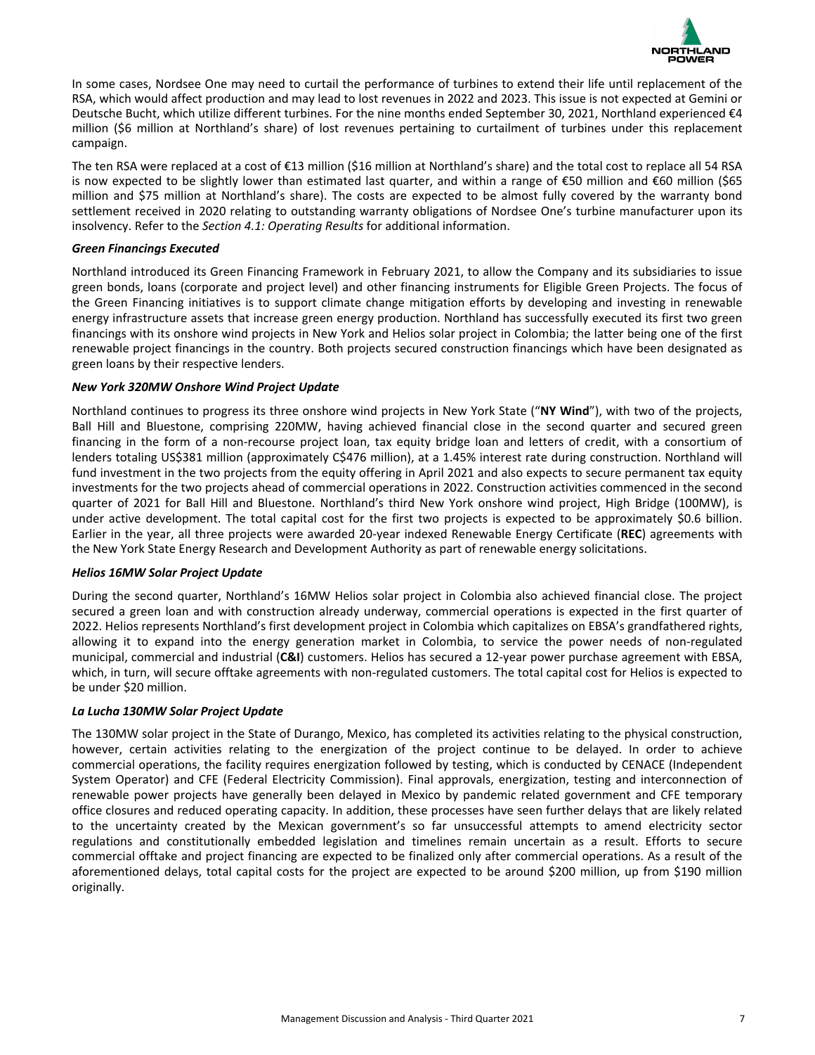In some cases, Nordsee One may need to curtail the performance of turbines to extend their life until replacement of the RSA, which would affect production and may lead to lost revenues in 2022 and 2023. This issue is not expected at Gemini or Deutsche Bucht, which utilize different turbines. For the nine months ended September 30, 2021, Northland experienced €4 million ($6 million at Northland's share) of lost revenues pertaining to curtailment of turbines under this replacement campaign.

The ten RSA were replaced at a cost of €13 million ($16 million at Northland's share) and the total cost to replace all 54 RSA is now expected to be slightly lower than estimated last quarter, and within a range of €50 million and €60 million ($65 million and $75 million at Northland's share). The costs are expected to be almost fully covered by the warranty bond settlement received in 2020 relating to outstanding warranty obligations of Nordsee One's turbine manufacturer upon its insolvency. Refer to the *Section 4.1: Operating Results* for additional information.

***Green Financings Executed***

Northland introduced its Green Financing Framework in February 2021, to allow the Company and its subsidiaries to issue green bonds, loans (corporate and project level) and other financing instruments for Eligible Green Projects. The focus of the Green Financing initiatives is to support climate change mitigation efforts by developing and investing in renewable energy infrastructure assets that increase green energy production. Northland has successfully executed its first two green financings with its onshore wind projects in New York and Helios solar project in Colombia; the latter being one of the first renewable project financings in the country. Both projects secured construction financings which have been designated as green loans by their respective lenders.

***New York 320MW Onshore Wind Project Update***

Northland continues to progress its three onshore wind projects in New York State ("**NY Wind**"), with two of the projects, Ball Hill and Bluestone, comprising 220MW, having achieved financial close in the second quarter and secured green financing in the form of a non-recourse project loan, tax equity bridge loan and letters of credit, with a consortium of lenders totaling US$381 million (approximately C$476 million), at a 1.45% interest rate during construction. Northland will fund investment in the two projects from the equity offering in April 2021 and also expects to secure permanent tax equity investments for the two projects ahead of commercial operations in 2022. Construction activities commenced in the second quarter of 2021 for Ball Hill and Bluestone. Northland's third New York onshore wind project, High Bridge (100MW), is under active development. The total capital cost for the first two projects is expected to be approximately $0.6 billion. Earlier in the year, all three projects were awarded 20-year indexed Renewable Energy Certificate (**REC**) agreements with the New York State Energy Research and Development Authority as part of renewable energy solicitations.

***Helios 16MW Solar Project Update***

During the second quarter, Northland's 16MW Helios solar project in Colombia also achieved financial close. The project secured a green loan and with construction already underway, commercial operations is expected in the first quarter of 2022. Helios represents Northland's first development project in Colombia which capitalizes on EBSA's grandfathered rights, allowing it to expand into the energy generation market in Colombia, to service the power needs of non-regulated municipal, commercial and industrial (**C&I**) customers. Helios has secured a 12-year power purchase agreement with EBSA, which, in turn, will secure offtake agreements with non-regulated customers. The total capital cost for Helios is expected to be under $20 million.

***La Lucha 130MW Solar Project Update***

The 130MW solar project in the State of Durango, Mexico, has completed its activities relating to the physical construction, however, certain activities relating to the energization of the project continue to be delayed. In order to achieve commercial operations, the facility requires energization followed by testing, which is conducted by CENACE (Independent System Operator) and CFE (Federal Electricity Commission). Final approvals, energization, testing and interconnection of renewable power projects have generally been delayed in Mexico by pandemic related government and CFE temporary office closures and reduced operating capacity. In addition, these processes have seen further delays that are likely related to the uncertainty created by the Mexican government's so far unsuccessful attempts to amend electricity sector regulations and constitutionally embedded legislation and timelines remain uncertain as a result. Efforts to secure commercial offtake and project financing are expected to be finalized only after commercial operations. As a result of the aforementioned delays, total capital costs for the project are expected to be around $200 million, up from $190 million originally.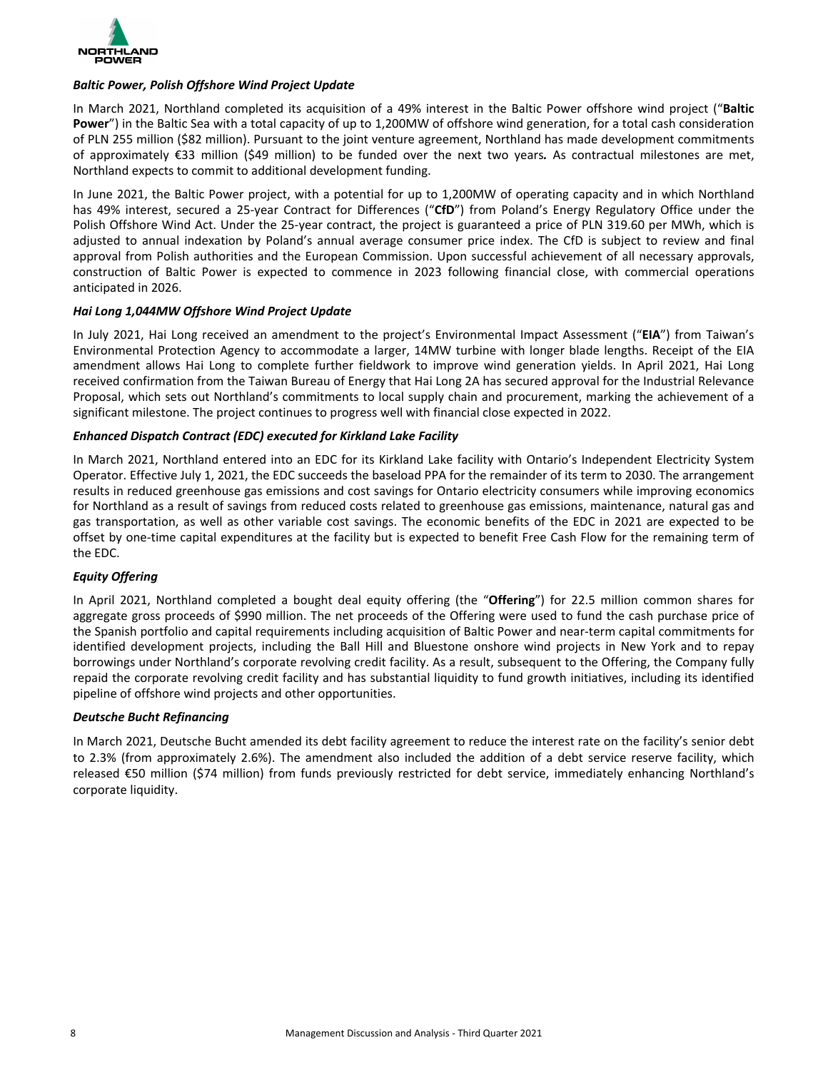***Baltic Power, Polish Offshore Wind Project Update***

In March 2021, Northland completed its acquisition of a 49% interest in the Baltic Power offshore wind project ("**Baltic Power**") in the Baltic Sea with a total capacity of up to 1,200MW of offshore wind generation, for a total cash consideration of PLN 255 million ($82 million). Pursuant to the joint venture agreement, Northland has made development commitments of approximately €33 million ($49 million) to be funded over the next two years*.* As contractual milestones are met, Northland expects to commit to additional development funding.

In June 2021, the Baltic Power project, with a potential for up to 1,200MW of operating capacity and in which Northland has 49% interest, secured a 25-year Contract for Differences ("**CfD**") from Poland's Energy Regulatory Office under the Polish Offshore Wind Act. Under the 25-year contract, the project is guaranteed a price of PLN 319.60 per MWh, which is adjusted to annual indexation by Poland's annual average consumer price index. The CfD is subject to review and final approval from Polish authorities and the European Commission. Upon successful achievement of all necessary approvals, construction of Baltic Power is expected to commence in 2023 following financial close, with commercial operations anticipated in 2026.

***Hai Long 1,044MW Offshore Wind Project Update***

In July 2021, Hai Long received an amendment to the project's Environmental Impact Assessment ("**EIA**") from Taiwan's Environmental Protection Agency to accommodate a larger, 14MW turbine with longer blade lengths. Receipt of the EIA amendment allows Hai Long to complete further fieldwork to improve wind generation yields. In April 2021, Hai Long received confirmation from the Taiwan Bureau of Energy that Hai Long 2A has secured approval for the Industrial Relevance Proposal, which sets out Northland's commitments to local supply chain and procurement, marking the achievement of a significant milestone. The project continues to progress well with financial close expected in 2022.

***Enhanced Dispatch Contract (EDC) executed for Kirkland Lake Facility***

In March 2021, Northland entered into an EDC for its Kirkland Lake facility with Ontario's Independent Electricity System Operator. Effective July 1, 2021, the EDC succeeds the baseload PPA for the remainder of its term to 2030. The arrangement results in reduced greenhouse gas emissions and cost savings for Ontario electricity consumers while improving economics for Northland as a result of savings from reduced costs related to greenhouse gas emissions, maintenance, natural gas and gas transportation, as well as other variable cost savings. The economic benefits of the EDC in 2021 are expected to be offset by one-time capital expenditures at the facility but is expected to benefit Free Cash Flow for the remaining term of the EDC.

***Equity Offering***

In April 2021, Northland completed a bought deal equity offering (the "**Offering**") for 22.5 million common shares for aggregate gross proceeds of $990 million. The net proceeds of the Offering were used to fund the cash purchase price of the Spanish portfolio and capital requirements including acquisition of Baltic Power and near-term capital commitments for identified development projects, including the Ball Hill and Bluestone onshore wind projects in New York and to repay borrowings under Northland's corporate revolving credit facility. As a result, subsequent to the Offering, the Company fully repaid the corporate revolving credit facility and has substantial liquidity to fund growth initiatives, including its identified pipeline of offshore wind projects and other opportunities.

***Deutsche Bucht Refinancing***

In March 2021, Deutsche Bucht amended its debt facility agreement to reduce the interest rate on the facility's senior debt to 2.3% (from approximately 2.6%). The amendment also included the addition of a debt service reserve facility, which released €50 million ($74 million) from funds previously restricted for debt service, immediately enhancing Northland's corporate liquidity.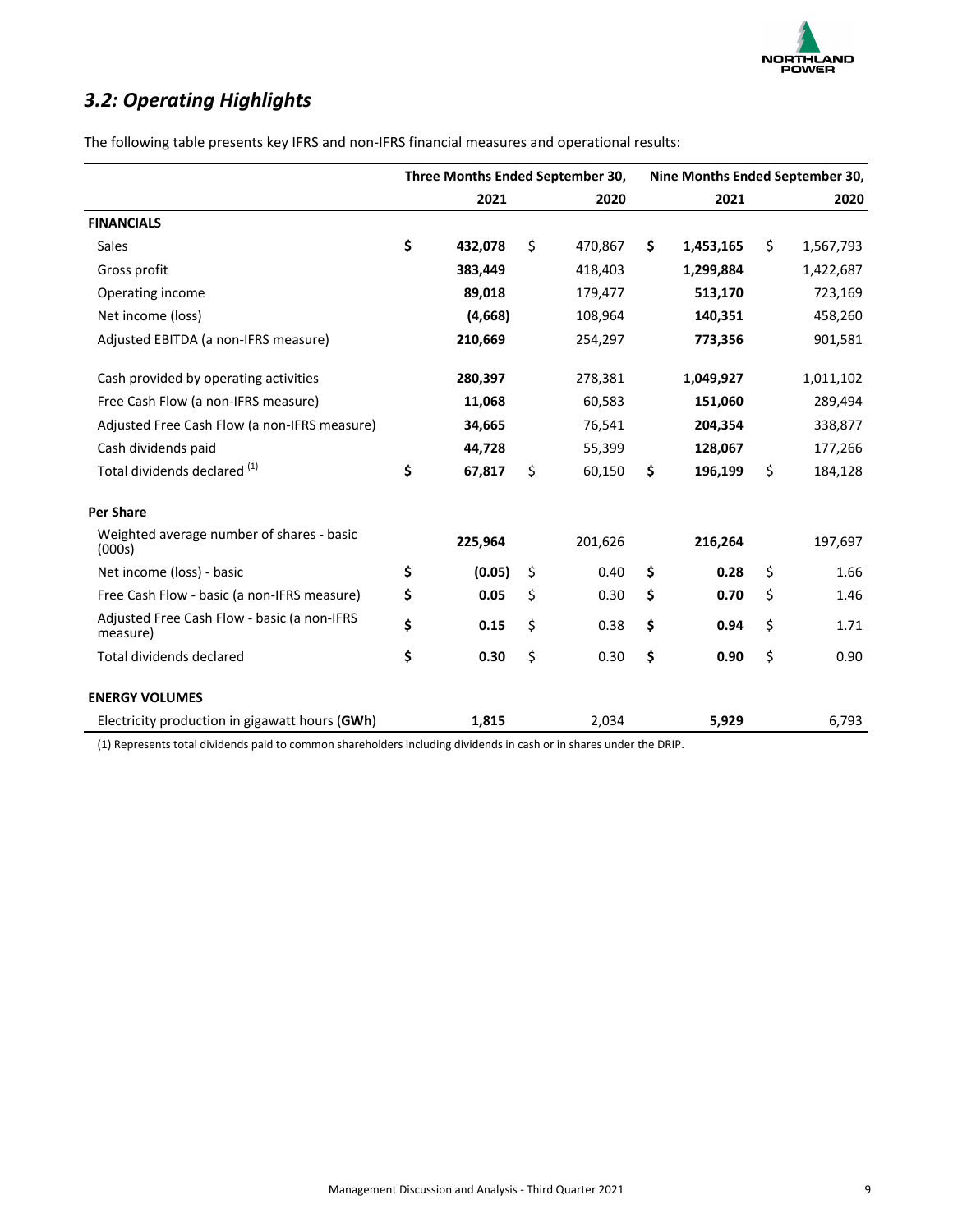## *3.2: Operating Highlights*

The following table presents key IFRS and non-IFRS financial measures and operational results:

| | Three Months Ended September 30, | | Nine Months Ended September 30, | |
|---|---|---|---|---|
| | **2021** | 2020 | **2021** | 2020 |
| **FINANCIALS** | | | | |
| Sales | **$ 432,078** | $ 470,867 | **$ 1,453,165** | $ 1,567,793 |
| Gross profit | **383,449** | 418,403 | **1,299,884** | 1,422,687 |
| Operating income | **89,018** | 179,477 | **513,170** | 723,169 |
| Net income (loss) | **(4,668)** | 108,964 | **140,351** | 458,260 |
| Adjusted EBITDA (a non-IFRS measure) | **210,669** | 254,297 | **773,356** | 901,581 |
| Cash provided by operating activities | **280,397** | 278,381 | **1,049,927** | 1,011,102 |
| Free Cash Flow (a non-IFRS measure) | **11,068** | 60,583 | **151,060** | 289,494 |
| Adjusted Free Cash Flow (a non-IFRS measure) | **34,665** | 76,541 | **204,354** | 338,877 |
| Cash dividends paid | **44,728** | 55,399 | **128,067** | 177,266 |
| Total dividends declared [(1)] | **$ 67,817** | $ 60,150 | **$ 196,199** | $ 184,128 |
| **Per Share** | | | | |
| Weighted average number of shares - basic (000s) | **225,964** | 201,626 | **216,264** | 197,697 |
| Net income (loss) - basic | **$ (0.05)** | $ 0.40 | **$ 0.28** | $ 1.66 |
| Free Cash Flow - basic (a non-IFRS measure) | **$ 0.05** | $ 0.30 | **$ 0.70** | $ 1.46 |
| Adjusted Free Cash Flow - basic (a non-IFRS measure) | **$ 0.15** | $ 0.38 | **$ 0.94** | $ 1.71 |
| Total dividends declared | **$ 0.30** | $ 0.30 | **$ 0.90** | $ 0.90 |
| **ENERGY VOLUMES** | | | | |
| Electricity production in gigawatt hours (**GWh**) | **1,815** | 2,034 | **5,929** | 6,793 |

(1) Represents total dividends paid to common shareholders including dividends in cash or in shares under the DRIP.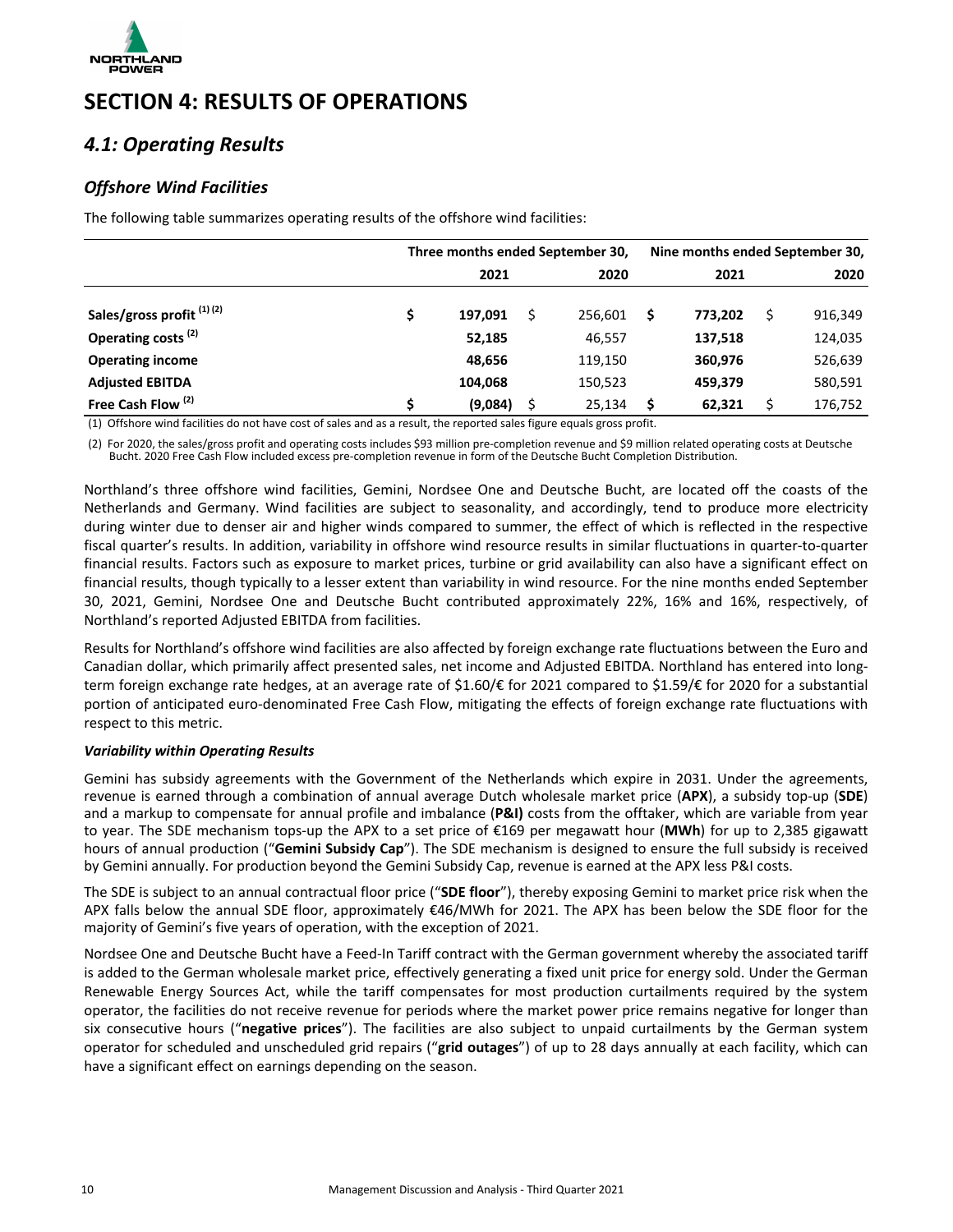# SECTION 4: RESULTS OF OPERATIONS

## *4.1: Operating Results*

### *Offshore Wind Facilities*

The following table summarizes operating results of the offshore wind facilities:

| | Three months ended September 30, | | Nine months ended September 30, | |
|---|---|---|---|---|
| | **2021** | **2020** | **2021** | **2020** |
| **Sales/gross profit (1) (2)** | **$ 197,091** | $ 256,601 | **$ 773,202** | $ 916,349 |
| **Operating costs (2)** | **52,185** | 46,557 | **137,518** | 124,035 |
| **Operating income** | **48,656** | 119,150 | **360,976** | 526,639 |
| **Adjusted EBITDA** | **104,068** | 150,523 | **459,379** | 580,591 |
| **Free Cash Flow (2)** | **$ (9,084)** | $ 25,134 | **$ 62,321** | $ 176,752 |

(1) Offshore wind facilities do not have cost of sales and as a result, the reported sales figure equals gross profit.

(2) For 2020, the sales/gross profit and operating costs includes $93 million pre-completion revenue and $9 million related operating costs at Deutsche Bucht. 2020 Free Cash Flow included excess pre-completion revenue in form of the Deutsche Bucht Completion Distribution.

Northland's three offshore wind facilities, Gemini, Nordsee One and Deutsche Bucht, are located off the coasts of the Netherlands and Germany. Wind facilities are subject to seasonality, and accordingly, tend to produce more electricity during winter due to denser air and higher winds compared to summer, the effect of which is reflected in the respective fiscal quarter's results. In addition, variability in offshore wind resource results in similar fluctuations in quarter-to-quarter financial results. Factors such as exposure to market prices, turbine or grid availability can also have a significant effect on financial results, though typically to a lesser extent than variability in wind resource. For the nine months ended September 30, 2021, Gemini, Nordsee One and Deutsche Bucht contributed approximately 22%, 16% and 16%, respectively, of Northland's reported Adjusted EBITDA from facilities.

Results for Northland's offshore wind facilities are also affected by foreign exchange rate fluctuations between the Euro and Canadian dollar, which primarily affect presented sales, net income and Adjusted EBITDA. Northland has entered into long-term foreign exchange rate hedges, at an average rate of $1.60/€ for 2021 compared to $1.59/€ for 2020 for a substantial portion of anticipated euro-denominated Free Cash Flow, mitigating the effects of foreign exchange rate fluctuations with respect to this metric.

#### *Variability within Operating Results*

Gemini has subsidy agreements with the Government of the Netherlands which expire in 2031. Under the agreements, revenue is earned through a combination of annual average Dutch wholesale market price (**APX**), a subsidy top-up (**SDE**) and a markup to compensate for annual profile and imbalance (**P&I)** costs from the offtaker, which are variable from year to year. The SDE mechanism tops-up the APX to a set price of €169 per megawatt hour (**MWh**) for up to 2,385 gigawatt hours of annual production ("**Gemini Subsidy Cap**"). The SDE mechanism is designed to ensure the full subsidy is received by Gemini annually. For production beyond the Gemini Subsidy Cap, revenue is earned at the APX less P&I costs.

The SDE is subject to an annual contractual floor price ("**SDE floor**"), thereby exposing Gemini to market price risk when the APX falls below the annual SDE floor, approximately €46/MWh for 2021. The APX has been below the SDE floor for the majority of Gemini's five years of operation, with the exception of 2021.

Nordsee One and Deutsche Bucht have a Feed-In Tariff contract with the German government whereby the associated tariff is added to the German wholesale market price, effectively generating a fixed unit price for energy sold. Under the German Renewable Energy Sources Act, while the tariff compensates for most production curtailments required by the system operator, the facilities do not receive revenue for periods where the market power price remains negative for longer than six consecutive hours ("**negative prices**"). The facilities are also subject to unpaid curtailments by the German system operator for scheduled and unscheduled grid repairs ("**grid outages**") of up to 28 days annually at each facility, which can have a significant effect on earnings depending on the season.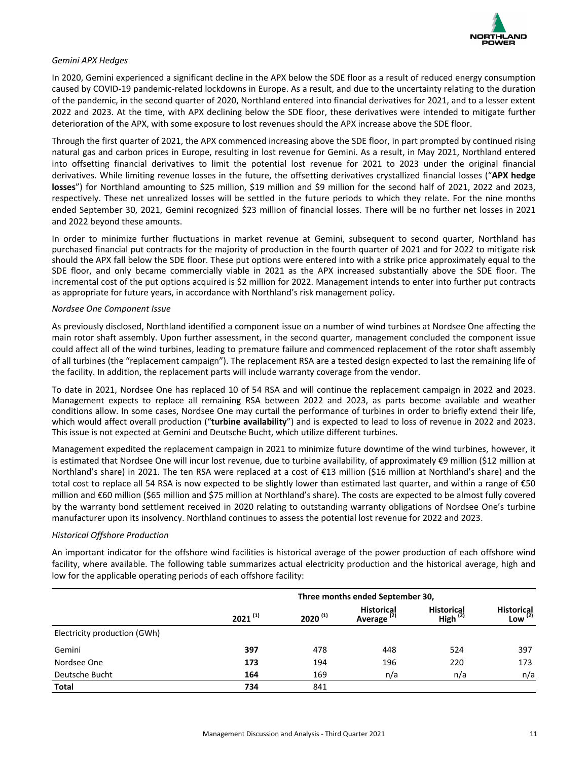*Gemini APX Hedges*

In 2020, Gemini experienced a significant decline in the APX below the SDE floor as a result of reduced energy consumption caused by COVID-19 pandemic-related lockdowns in Europe. As a result, and due to the uncertainty relating to the duration of the pandemic, in the second quarter of 2020, Northland entered into financial derivatives for 2021, and to a lesser extent 2022 and 2023. At the time, with APX declining below the SDE floor, these derivatives were intended to mitigate further deterioration of the APX, with some exposure to lost revenues should the APX increase above the SDE floor.

Through the first quarter of 2021, the APX commenced increasing above the SDE floor, in part prompted by continued rising natural gas and carbon prices in Europe, resulting in lost revenue for Gemini. As a result, in May 2021, Northland entered into offsetting financial derivatives to limit the potential lost revenue for 2021 to 2023 under the original financial derivatives. While limiting revenue losses in the future, the offsetting derivatives crystallized financial losses ("**APX hedge losses**") for Northland amounting to $25 million, $19 million and $9 million for the second half of 2021, 2022 and 2023, respectively. These net unrealized losses will be settled in the future periods to which they relate. For the nine months ended September 30, 2021, Gemini recognized $23 million of financial losses. There will be no further net losses in 2021 and 2022 beyond these amounts.

In order to minimize further fluctuations in market revenue at Gemini, subsequent to second quarter, Northland has purchased financial put contracts for the majority of production in the fourth quarter of 2021 and for 2022 to mitigate risk should the APX fall below the SDE floor. These put options were entered into with a strike price approximately equal to the SDE floor, and only became commercially viable in 2021 as the APX increased substantially above the SDE floor. The incremental cost of the put options acquired is $2 million for 2022. Management intends to enter into further put contracts as appropriate for future years, in accordance with Northland's risk management policy.

*Nordsee One Component Issue*

As previously disclosed, Northland identified a component issue on a number of wind turbines at Nordsee One affecting the main rotor shaft assembly. Upon further assessment, in the second quarter, management concluded the component issue could affect all of the wind turbines, leading to premature failure and commenced replacement of the rotor shaft assembly of all turbines (the "replacement campaign"). The replacement RSA are a tested design expected to last the remaining life of the facility. In addition, the replacement parts will include warranty coverage from the vendor.

To date in 2021, Nordsee One has replaced 10 of 54 RSA and will continue the replacement campaign in 2022 and 2023. Management expects to replace all remaining RSA between 2022 and 2023, as parts become available and weather conditions allow. In some cases, Nordsee One may curtail the performance of turbines in order to briefly extend their life, which would affect overall production ("**turbine availability**") and is expected to lead to loss of revenue in 2022 and 2023. This issue is not expected at Gemini and Deutsche Bucht, which utilize different turbines.

Management expedited the replacement campaign in 2021 to minimize future downtime of the wind turbines, however, it is estimated that Nordsee One will incur lost revenue, due to turbine availability, of approximately €9 million ($12 million at Northland's share) in 2021. The ten RSA were replaced at a cost of €13 million ($16 million at Northland's share) and the total cost to replace all 54 RSA is now expected to be slightly lower than estimated last quarter, and within a range of €50 million and €60 million ($65 million and $75 million at Northland's share). The costs are expected to be almost fully covered by the warranty bond settlement received in 2020 relating to outstanding warranty obligations of Nordsee One's turbine manufacturer upon its insolvency. Northland continues to assess the potential lost revenue for 2022 and 2023.

*Historical Offshore Production*

An important indicator for the offshore wind facilities is historical average of the power production of each offshore wind facility, where available. The following table summarizes actual electricity production and the historical average, high and low for the applicable operating periods of each offshore facility:

| | Three months ended September 30, | | | | |
|---|---|---|---|---|---|
| | **2021** (1) | **2020** (1) | **Historical Average** (2) | **Historical High** (2) | **Historical Low** (2) |
| Electricity production (GWh) | | | | | |
| Gemini | **397** | 478 | 448 | 524 | 397 |
| Nordsee One | **173** | 194 | 196 | 220 | 173 |
| Deutsche Bucht | **164** | 169 | n/a | n/a | n/a |
| **Total** | **734** | 841 | | | |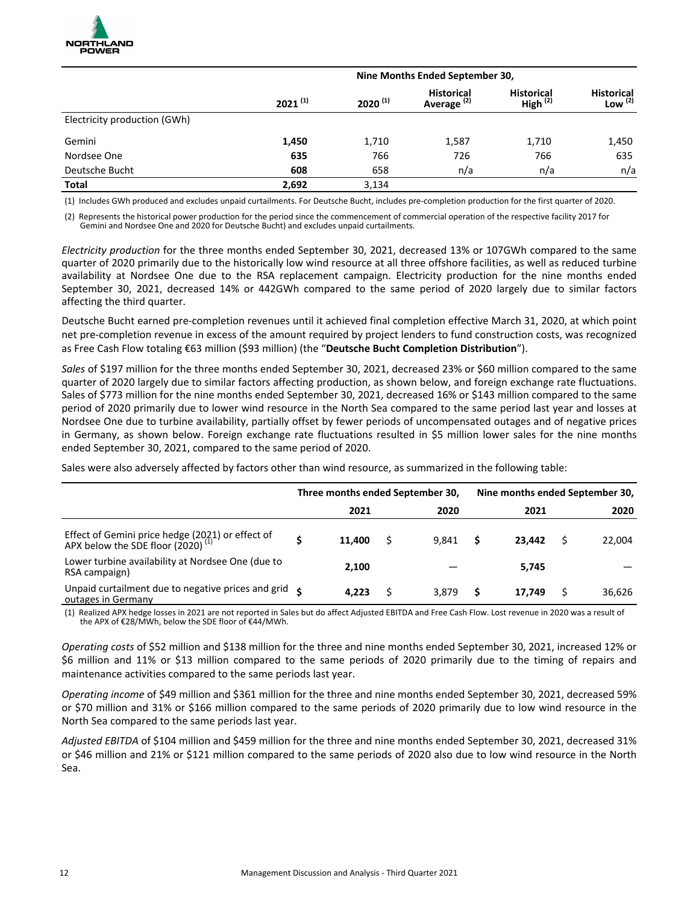| | Nine Months Ended September 30, | | | | |
|---|---|---|---|---|---|
| | 2021 (1) | 2020 (1) | Historical Average (2) | Historical High (2) | Historical Low (2) |
| Electricity production (GWh) | | | | | |
| Gemini | **1,450** | 1,710 | 1,587 | 1,710 | 1,450 |
| Nordsee One | **635** | 766 | 726 | 766 | 635 |
| Deutsche Bucht | **608** | 658 | n/a | n/a | n/a |
| **Total** | **2,692** | 3,134 | | | |

(1) Includes GWh produced and excludes unpaid curtailments. For Deutsche Bucht, includes pre-completion production for the first quarter of 2020.

(2) Represents the historical power production for the period since the commencement of commercial operation of the respective facility 2017 for Gemini and Nordsee One and 2020 for Deutsche Bucht) and excludes unpaid curtailments.

*Electricity production* for the three months ended September 30, 2021, decreased 13% or 107GWh compared to the same quarter of 2020 primarily due to the historically low wind resource at all three offshore facilities, as well as reduced turbine availability at Nordsee One due to the RSA replacement campaign. Electricity production for the nine months ended September 30, 2021, decreased 14% or 442GWh compared to the same period of 2020 largely due to similar factors affecting the third quarter.

Deutsche Bucht earned pre-completion revenues until it achieved final completion effective March 31, 2020, at which point net pre-completion revenue in excess of the amount required by project lenders to fund construction costs, was recognized as Free Cash Flow totaling €63 million ($93 million) (the "**Deutsche Bucht Completion Distribution**").

*Sales* of $197 million for the three months ended September 30, 2021, decreased 23% or $60 million compared to the same quarter of 2020 largely due to similar factors affecting production, as shown below, and foreign exchange rate fluctuations. Sales of $773 million for the nine months ended September 30, 2021, decreased 16% or $143 million compared to the same period of 2020 primarily due to lower wind resource in the North Sea compared to the same period last year and losses at Nordsee One due to turbine availability, partially offset by fewer periods of uncompensated outages and of negative prices in Germany, as shown below. Foreign exchange rate fluctuations resulted in $5 million lower sales for the nine months ended September 30, 2021, compared to the same period of 2020.

Sales were also adversely affected by factors other than wind resource, as summarized in the following table:

| | Three months ended September 30, | | Nine months ended September 30, | |
|---|---|---|---|---|
| | 2021 | 2020 | 2021 | 2020 |
| Effect of Gemini price hedge (2021) or effect of APX below the SDE floor (2020) (1) | **$ 11,400** | $ 9,841 | **$ 23,442** | $ 22,004 |
| Lower turbine availability at Nordsee One (due to RSA campaign) | **2,100** | — | **5,745** | — |
| Unpaid curtailment due to negative prices and grid outages in Germany | **$ 4,223** | $ 3,879 | **$ 17,749** | $ 36,626 |

(1) Realized APX hedge losses in 2021 are not reported in Sales but do affect Adjusted EBITDA and Free Cash Flow. Lost revenue in 2020 was a result of the APX of €28/MWh, below the SDE floor of €44/MWh.

*Operating costs* of $52 million and $138 million for the three and nine months ended September 30, 2021, increased 12% or $6 million and 11% or $13 million compared to the same periods of 2020 primarily due to the timing of repairs and maintenance activities compared to the same periods last year.

*Operating income* of $49 million and $361 million for the three and nine months ended September 30, 2021, decreased 59% or $70 million and 31% or $166 million compared to the same periods of 2020 primarily due to low wind resource in the North Sea compared to the same periods last year.

*Adjusted EBITDA* of $104 million and $459 million for the three and nine months ended September 30, 2021, decreased 31% or $46 million and 21% or $121 million compared to the same periods of 2020 also due to low wind resource in the North Sea.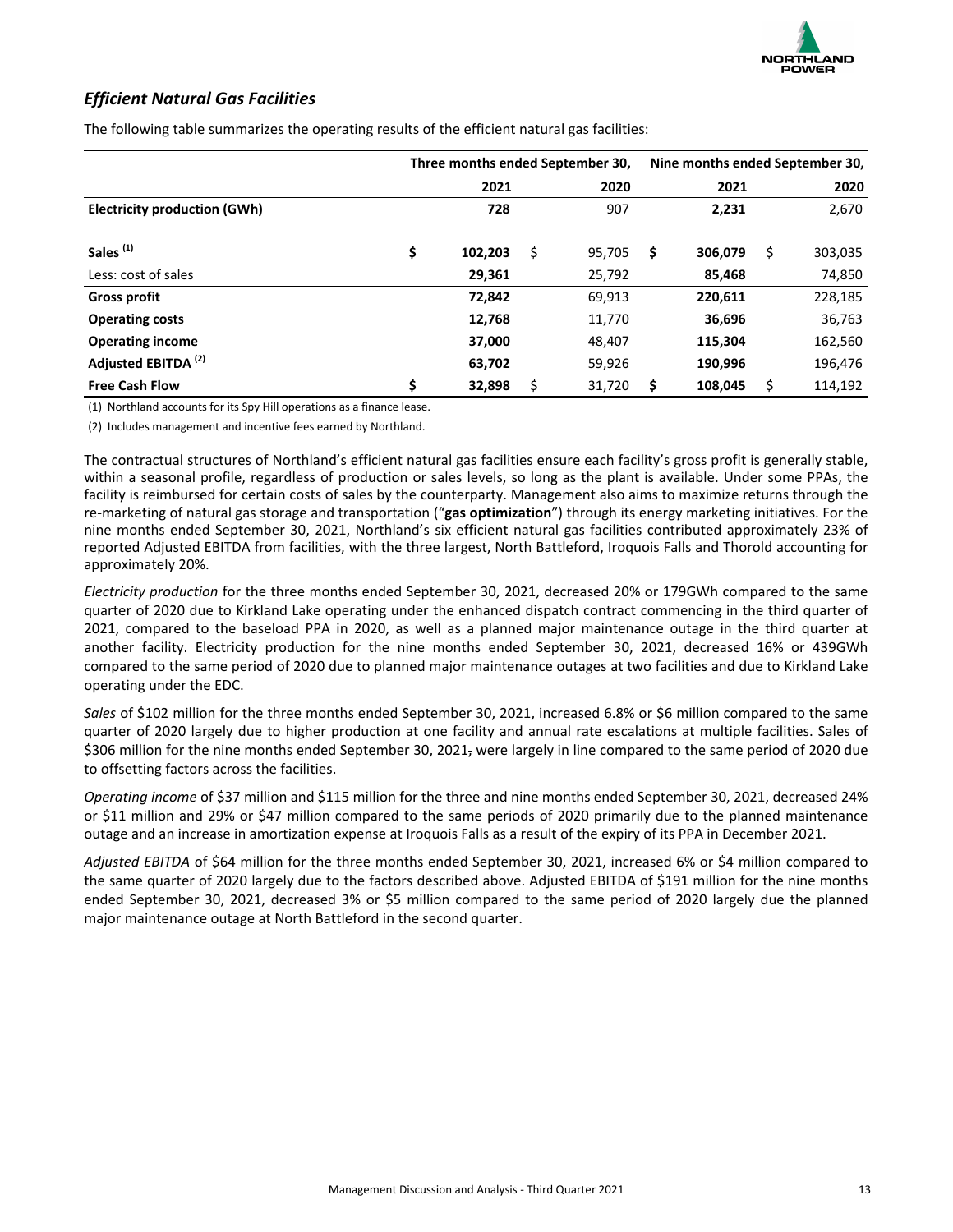## *Efficient Natural Gas Facilities*

The following table summarizes the operating results of the efficient natural gas facilities:

| | Three months ended September 30, | | Nine months ended September 30, | |
|---|---|---|---|---|
| | **2021** | 2020 | **2021** | 2020 |
| **Electricity production (GWh)** | **728** | 907 | **2,231** | 2,670 |
| **Sales** [(1)] | **$ 102,203** | $ 95,705 | **$ 306,079** | $ 303,035 |
| Less: cost of sales | **29,361** | 25,792 | **85,468** | 74,850 |
| **Gross profit** | **72,842** | 69,913 | **220,611** | 228,185 |
| **Operating costs** | **12,768** | 11,770 | **36,696** | 36,763 |
| **Operating income** | **37,000** | 48,407 | **115,304** | 162,560 |
| **Adjusted EBITDA** [(2)] | **63,702** | 59,926 | **190,996** | 196,476 |
| **Free Cash Flow** | **$ 32,898** | $ 31,720 | **$ 108,045** | $ 114,192 |

(1) Northland accounts for its Spy Hill operations as a finance lease.

(2) Includes management and incentive fees earned by Northland.

The contractual structures of Northland's efficient natural gas facilities ensure each facility's gross profit is generally stable, within a seasonal profile, regardless of production or sales levels, so long as the plant is available. Under some PPAs, the facility is reimbursed for certain costs of sales by the counterparty. Management also aims to maximize returns through the re-marketing of natural gas storage and transportation ("**gas optimization**") through its energy marketing initiatives. For the nine months ended September 30, 2021, Northland's six efficient natural gas facilities contributed approximately 23% of reported Adjusted EBITDA from facilities, with the three largest, North Battleford, Iroquois Falls and Thorold accounting for approximately 20%.

*Electricity production* for the three months ended September 30, 2021, decreased 20% or 179GWh compared to the same quarter of 2020 due to Kirkland Lake operating under the enhanced dispatch contract commencing in the third quarter of 2021, compared to the baseload PPA in 2020, as well as a planned major maintenance outage in the third quarter at another facility. Electricity production for the nine months ended September 30, 2021, decreased 16% or 439GWh compared to the same period of 2020 due to planned major maintenance outages at two facilities and due to Kirkland Lake operating under the EDC.

*Sales* of $102 million for the three months ended September 30, 2021, increased 6.8% or $6 million compared to the same quarter of 2020 largely due to higher production at one facility and annual rate escalations at multiple facilities. Sales of $306 million for the nine months ended September 30, 2021, were largely in line compared to the same period of 2020 due to offsetting factors across the facilities.

*Operating income* of $37 million and $115 million for the three and nine months ended September 30, 2021, decreased 24% or $11 million and 29% or $47 million compared to the same periods of 2020 primarily due to the planned maintenance outage and an increase in amortization expense at Iroquois Falls as a result of the expiry of its PPA in December 2021.

*Adjusted EBITDA* of $64 million for the three months ended September 30, 2021, increased 6% or $4 million compared to the same quarter of 2020 largely due to the factors described above. Adjusted EBITDA of $191 million for the nine months ended September 30, 2021, decreased 3% or $5 million compared to the same period of 2020 largely due the planned major maintenance outage at North Battleford in the second quarter.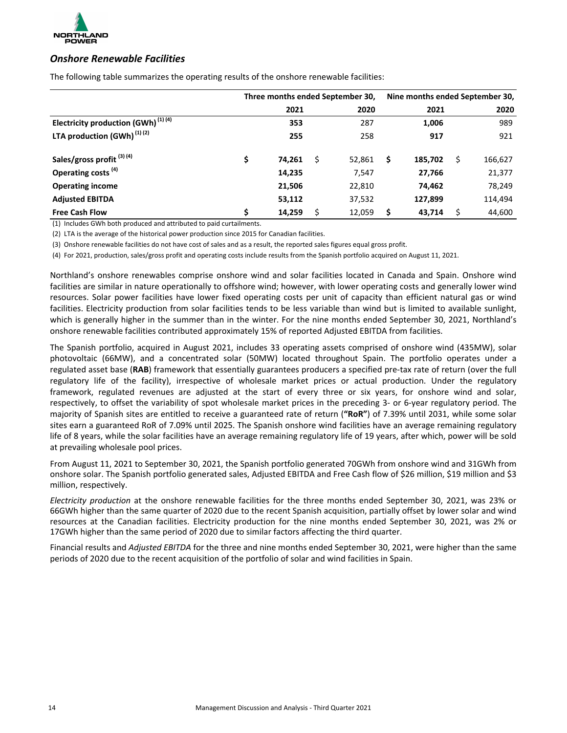## *Onshore Renewable Facilities*

The following table summarizes the operating results of the onshore renewable facilities:

| | Three months ended September 30, | | Nine months ended September 30, | |
|---|---|---|---|---|
| | **2021** | 2020 | **2021** | 2020 |
| **Electricity production (GWh)** (1) (4) | **353** | 287 | **1,006** | 989 |
| **LTA production (GWh)** (1) (2) | **255** | 258 | **917** | 921 |
| **Sales/gross profit** (3) (4) | **$ 74,261** | $ 52,861 | **$ 185,702** | $ 166,627 |
| **Operating costs** (4) | **14,235** | 7,547 | **27,766** | 21,377 |
| **Operating income** | **21,506** | 22,810 | **74,462** | 78,249 |
| **Adjusted EBITDA** | **53,112** | 37,532 | **127,899** | 114,494 |
| **Free Cash Flow** | **$ 14,259** | $ 12,059 | **$ 43,714** | $ 44,600 |

(1) Includes GWh both produced and attributed to paid curtailments.

(2) LTA is the average of the historical power production since 2015 for Canadian facilities.

(3) Onshore renewable facilities do not have cost of sales and as a result, the reported sales figures equal gross profit.

(4) For 2021, production, sales/gross profit and operating costs include results from the Spanish portfolio acquired on August 11, 2021.

Northland's onshore renewables comprise onshore wind and solar facilities located in Canada and Spain. Onshore wind facilities are similar in nature operationally to offshore wind; however, with lower operating costs and generally lower wind resources. Solar power facilities have lower fixed operating costs per unit of capacity than efficient natural gas or wind facilities. Electricity production from solar facilities tends to be less variable than wind but is limited to available sunlight, which is generally higher in the summer than in the winter. For the nine months ended September 30, 2021, Northland's onshore renewable facilities contributed approximately 15% of reported Adjusted EBITDA from facilities.

The Spanish portfolio, acquired in August 2021, includes 33 operating assets comprised of onshore wind (435MW), solar photovoltaic (66MW), and a concentrated solar (50MW) located throughout Spain. The portfolio operates under a regulated asset base (**RAB**) framework that essentially guarantees producers a specified pre-tax rate of return (over the full regulatory life of the facility), irrespective of wholesale market prices or actual production. Under the regulatory framework, regulated revenues are adjusted at the start of every three or six years, for onshore wind and solar, respectively, to offset the variability of spot wholesale market prices in the preceding 3- or 6-year regulatory period. The majority of Spanish sites are entitled to receive a guaranteed rate of return (**"RoR"**) of 7.39% until 2031, while some solar sites earn a guaranteed RoR of 7.09% until 2025. The Spanish onshore wind facilities have an average remaining regulatory life of 8 years, while the solar facilities have an average remaining regulatory life of 19 years, after which, power will be sold at prevailing wholesale pool prices.

From August 11, 2021 to September 30, 2021, the Spanish portfolio generated 70GWh from onshore wind and 31GWh from onshore solar. The Spanish portfolio generated sales, Adjusted EBITDA and Free Cash flow of $26 million, $19 million and $3 million, respectively.

*Electricity production* at the onshore renewable facilities for the three months ended September 30, 2021, was 23% or 66GWh higher than the same quarter of 2020 due to the recent Spanish acquisition, partially offset by lower solar and wind resources at the Canadian facilities. Electricity production for the nine months ended September 30, 2021, was 2% or 17GWh higher than the same period of 2020 due to similar factors affecting the third quarter.

Financial results and *Adjusted EBITDA* for the three and nine months ended September 30, 2021, were higher than the same periods of 2020 due to the recent acquisition of the portfolio of solar and wind facilities in Spain.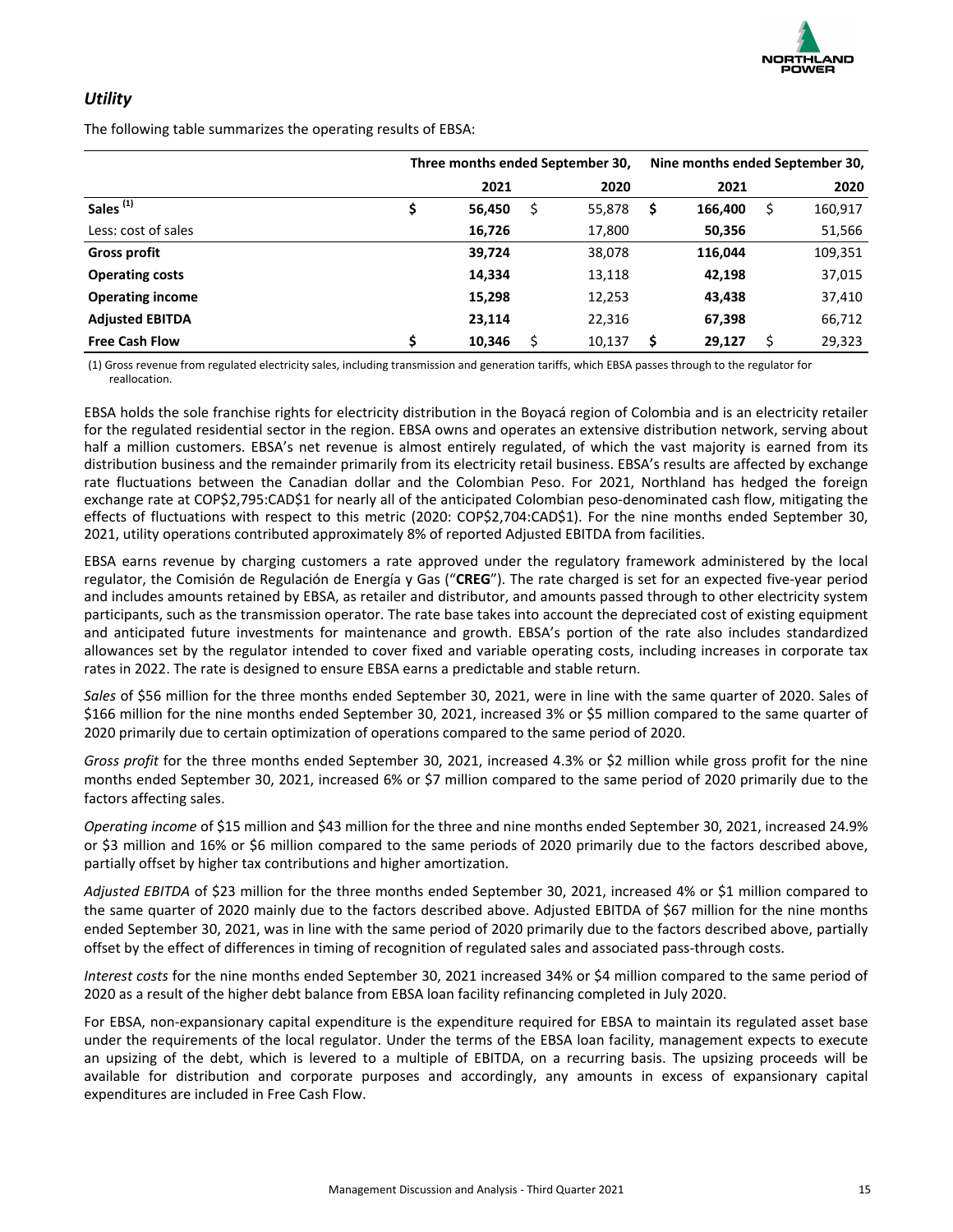## *Utility*

The following table summarizes the operating results of EBSA:

| | Three months ended September 30, | | Nine months ended September 30, | |
|---|---|---|---|---|
| | **2021** | 2020 | **2021** | 2020 |
| **Sales** [(1)] | **$ 56,450** | $ 55,878 | **$ 166,400** | $ 160,917 |
| Less: cost of sales | **16,726** | 17,800 | **50,356** | 51,566 |
| **Gross profit** | **39,724** | 38,078 | **116,044** | 109,351 |
| **Operating costs** | **14,334** | 13,118 | **42,198** | 37,015 |
| **Operating income** | **15,298** | 12,253 | **43,438** | 37,410 |
| **Adjusted EBITDA** | **23,114** | 22,316 | **67,398** | 66,712 |
| **Free Cash Flow** | **$ 10,346** | $ 10,137 | **$ 29,127** | $ 29,323 |

(1) Gross revenue from regulated electricity sales, including transmission and generation tariffs, which EBSA passes through to the regulator for reallocation.

EBSA holds the sole franchise rights for electricity distribution in the Boyacá region of Colombia and is an electricity retailer for the regulated residential sector in the region. EBSA owns and operates an extensive distribution network, serving about half a million customers. EBSA's net revenue is almost entirely regulated, of which the vast majority is earned from its distribution business and the remainder primarily from its electricity retail business. EBSA's results are affected by exchange rate fluctuations between the Canadian dollar and the Colombian Peso. For 2021, Northland has hedged the foreign exchange rate at COP$2,795:CAD$1 for nearly all of the anticipated Colombian peso-denominated cash flow, mitigating the effects of fluctuations with respect to this metric (2020: COP$2,704:CAD$1). For the nine months ended September 30, 2021, utility operations contributed approximately 8% of reported Adjusted EBITDA from facilities.

EBSA earns revenue by charging customers a rate approved under the regulatory framework administered by the local regulator, the Comisión de Regulación de Energía y Gas ("**CREG**"). The rate charged is set for an expected five-year period and includes amounts retained by EBSA, as retailer and distributor, and amounts passed through to other electricity system participants, such as the transmission operator. The rate base takes into account the depreciated cost of existing equipment and anticipated future investments for maintenance and growth. EBSA's portion of the rate also includes standardized allowances set by the regulator intended to cover fixed and variable operating costs, including increases in corporate tax rates in 2022. The rate is designed to ensure EBSA earns a predictable and stable return.

*Sales* of $56 million for the three months ended September 30, 2021, were in line with the same quarter of 2020. Sales of $166 million for the nine months ended September 30, 2021, increased 3% or $5 million compared to the same quarter of 2020 primarily due to certain optimization of operations compared to the same period of 2020.

*Gross profit* for the three months ended September 30, 2021, increased 4.3% or $2 million while gross profit for the nine months ended September 30, 2021, increased 6% or $7 million compared to the same period of 2020 primarily due to the factors affecting sales.

*Operating income* of $15 million and $43 million for the three and nine months ended September 30, 2021, increased 24.9% or $3 million and 16% or $6 million compared to the same periods of 2020 primarily due to the factors described above, partially offset by higher tax contributions and higher amortization.

*Adjusted EBITDA* of $23 million for the three months ended September 30, 2021, increased 4% or $1 million compared to the same quarter of 2020 mainly due to the factors described above. Adjusted EBITDA of $67 million for the nine months ended September 30, 2021, was in line with the same period of 2020 primarily due to the factors described above, partially offset by the effect of differences in timing of recognition of regulated sales and associated pass-through costs.

*Interest costs* for the nine months ended September 30, 2021 increased 34% or $4 million compared to the same period of 2020 as a result of the higher debt balance from EBSA loan facility refinancing completed in July 2020.

For EBSA, non-expansionary capital expenditure is the expenditure required for EBSA to maintain its regulated asset base under the requirements of the local regulator. Under the terms of the EBSA loan facility, management expects to execute an upsizing of the debt, which is levered to a multiple of EBITDA, on a recurring basis. The upsizing proceeds will be available for distribution and corporate purposes and accordingly, any amounts in excess of expansionary capital expenditures are included in Free Cash Flow.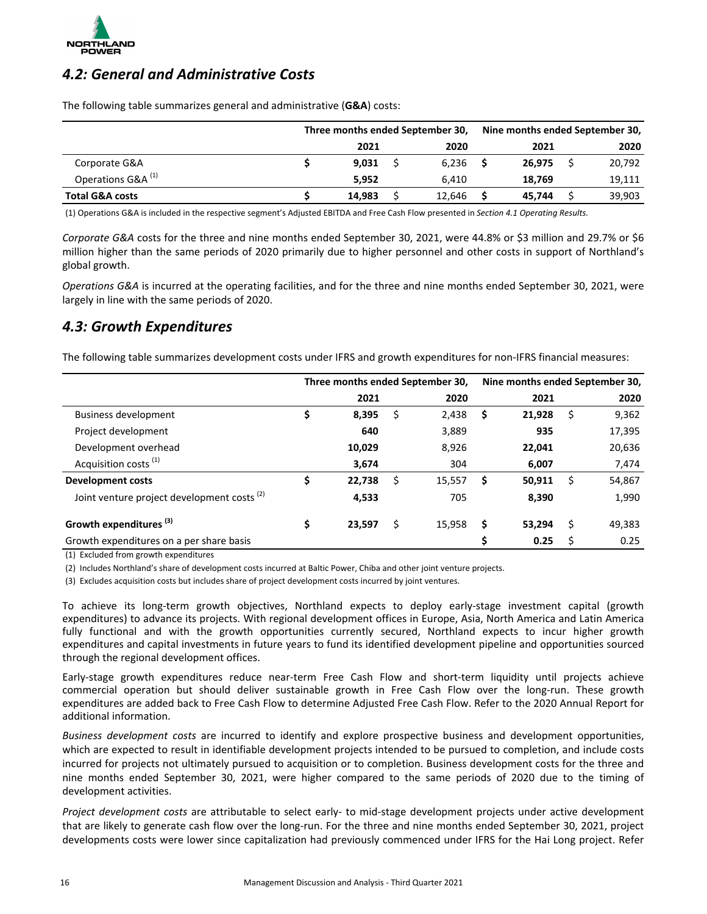## 4.2: General and Administrative Costs

The following table summarizes general and administrative (**G&A**) costs:

| | Three months ended September 30, | | Nine months ended September 30, | |
|---|---|---|---|---|
| | **2021** | 2020 | **2021** | 2020 |
| Corporate G&A | $ **9,031** | $ 6,236 | $ **26,975** | $ 20,792 |
| Operations G&A [(1)] | **5,952** | 6,410 | **18,769** | 19,111 |
| **Total G&A costs** | $ **14,983** | $ 12,646 | $ **45,744** | $ 39,903 |

(1) Operations G&A is included in the respective segment's Adjusted EBITDA and Free Cash Flow presented in *Section 4.1 Operating Results.*

*Corporate G&A* costs for the three and nine months ended September 30, 2021, were 44.8% or $3 million and 29.7% or $6 million higher than the same periods of 2020 primarily due to higher personnel and other costs in support of Northland's global growth.

*Operations G&A* is incurred at the operating facilities, and for the three and nine months ended September 30, 2021, were largely in line with the same periods of 2020.

## 4.3: Growth Expenditures

The following table summarizes development costs under IFRS and growth expenditures for non-IFRS financial measures:

| | Three months ended September 30, | | Nine months ended September 30, | |
|---|---|---|---|---|
| | **2021** | 2020 | **2021** | 2020 |
| Business development | $ **8,395** | $ 2,438 | $ **21,928** | $ 9,362 |
| Project development | **640** | 3,889 | **935** | 17,395 |
| Development overhead | **10,029** | 8,926 | **22,041** | 20,636 |
| Acquisition costs [(1)] | **3,674** | 304 | **6,007** | 7,474 |
| **Development costs** | $ **22,738** | $ 15,557 | $ **50,911** | $ 54,867 |
| Joint venture project development costs [(2)] | **4,533** | 705 | **8,390** | 1,990 |
| **Growth expenditures [(3)]** | $ **23,597** | $ 15,958 | $ **53,294** | $ 49,383 |
| Growth expenditures on a per share basis | | | $ **0.25** | $ 0.25 |

(1) Excluded from growth expenditures

(2) Includes Northland's share of development costs incurred at Baltic Power, Chiba and other joint venture projects.

(3) Excludes acquisition costs but includes share of project development costs incurred by joint ventures.

To achieve its long-term growth objectives, Northland expects to deploy early-stage investment capital (growth expenditures) to advance its projects. With regional development offices in Europe, Asia, North America and Latin America fully functional and with the growth opportunities currently secured, Northland expects to incur higher growth expenditures and capital investments in future years to fund its identified development pipeline and opportunities sourced through the regional development offices.

Early-stage growth expenditures reduce near-term Free Cash Flow and short-term liquidity until projects achieve commercial operation but should deliver sustainable growth in Free Cash Flow over the long-run. These growth expenditures are added back to Free Cash Flow to determine Adjusted Free Cash Flow. Refer to the 2020 Annual Report for additional information.

*Business development costs* are incurred to identify and explore prospective business and development opportunities, which are expected to result in identifiable development projects intended to be pursued to completion, and include costs incurred for projects not ultimately pursued to acquisition or to completion. Business development costs for the three and nine months ended September 30, 2021, were higher compared to the same periods of 2020 due to the timing of development activities.

*Project development costs* are attributable to select early- to mid-stage development projects under active development that are likely to generate cash flow over the long-run. For the three and nine months ended September 30, 2021, project developments costs were lower since capitalization had previously commenced under IFRS for the Hai Long project. Refer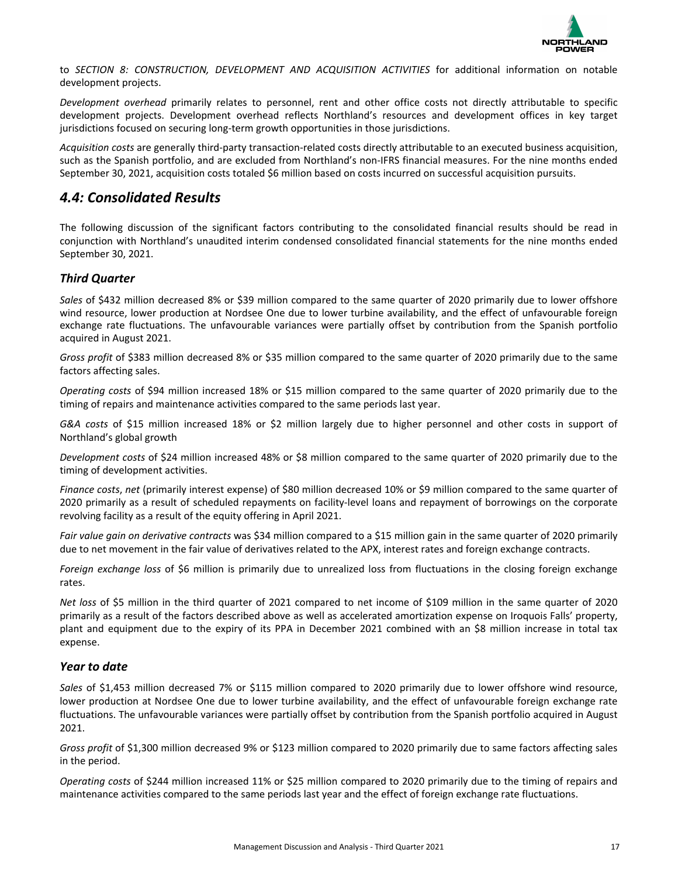to *SECTION 8: CONSTRUCTION, DEVELOPMENT AND ACQUISITION ACTIVITIES* for additional information on notable development projects.

*Development overhead* primarily relates to personnel, rent and other office costs not directly attributable to specific development projects. Development overhead reflects Northland's resources and development offices in key target jurisdictions focused on securing long-term growth opportunities in those jurisdictions.

*Acquisition costs* are generally third-party transaction-related costs directly attributable to an executed business acquisition, such as the Spanish portfolio, and are excluded from Northland's non-IFRS financial measures. For the nine months ended September 30, 2021, acquisition costs totaled \$6 million based on costs incurred on successful acquisition pursuits.

## *4.4: Consolidated Results*

The following discussion of the significant factors contributing to the consolidated financial results should be read in conjunction with Northland's unaudited interim condensed consolidated financial statements for the nine months ended September 30, 2021.

### *Third Quarter*

*Sales* of \$432 million decreased 8% or \$39 million compared to the same quarter of 2020 primarily due to lower offshore wind resource, lower production at Nordsee One due to lower turbine availability, and the effect of unfavourable foreign exchange rate fluctuations. The unfavourable variances were partially offset by contribution from the Spanish portfolio acquired in August 2021.

*Gross profit* of \$383 million decreased 8% or \$35 million compared to the same quarter of 2020 primarily due to the same factors affecting sales.

*Operating costs* of \$94 million increased 18% or \$15 million compared to the same quarter of 2020 primarily due to the timing of repairs and maintenance activities compared to the same periods last year.

*G&A costs* of \$15 million increased 18% or \$2 million largely due to higher personnel and other costs in support of Northland's global growth

*Development costs* of \$24 million increased 48% or \$8 million compared to the same quarter of 2020 primarily due to the timing of development activities.

*Finance costs*, *net* (primarily interest expense) of \$80 million decreased 10% or \$9 million compared to the same quarter of 2020 primarily as a result of scheduled repayments on facility-level loans and repayment of borrowings on the corporate revolving facility as a result of the equity offering in April 2021.

*Fair value gain on derivative contracts* was \$34 million compared to a \$15 million gain in the same quarter of 2020 primarily due to net movement in the fair value of derivatives related to the APX, interest rates and foreign exchange contracts.

*Foreign exchange loss* of \$6 million is primarily due to unrealized loss from fluctuations in the closing foreign exchange rates.

*Net loss* of \$5 million in the third quarter of 2021 compared to net income of \$109 million in the same quarter of 2020 primarily as a result of the factors described above as well as accelerated amortization expense on Iroquois Falls' property, plant and equipment due to the expiry of its PPA in December 2021 combined with an \$8 million increase in total tax expense.

### *Year to date*

*Sales* of \$1,453 million decreased 7% or \$115 million compared to 2020 primarily due to lower offshore wind resource, lower production at Nordsee One due to lower turbine availability, and the effect of unfavourable foreign exchange rate fluctuations. The unfavourable variances were partially offset by contribution from the Spanish portfolio acquired in August 2021.

*Gross profit* of \$1,300 million decreased 9% or \$123 million compared to 2020 primarily due to same factors affecting sales in the period.

*Operating costs* of \$244 million increased 11% or \$25 million compared to 2020 primarily due to the timing of repairs and maintenance activities compared to the same periods last year and the effect of foreign exchange rate fluctuations.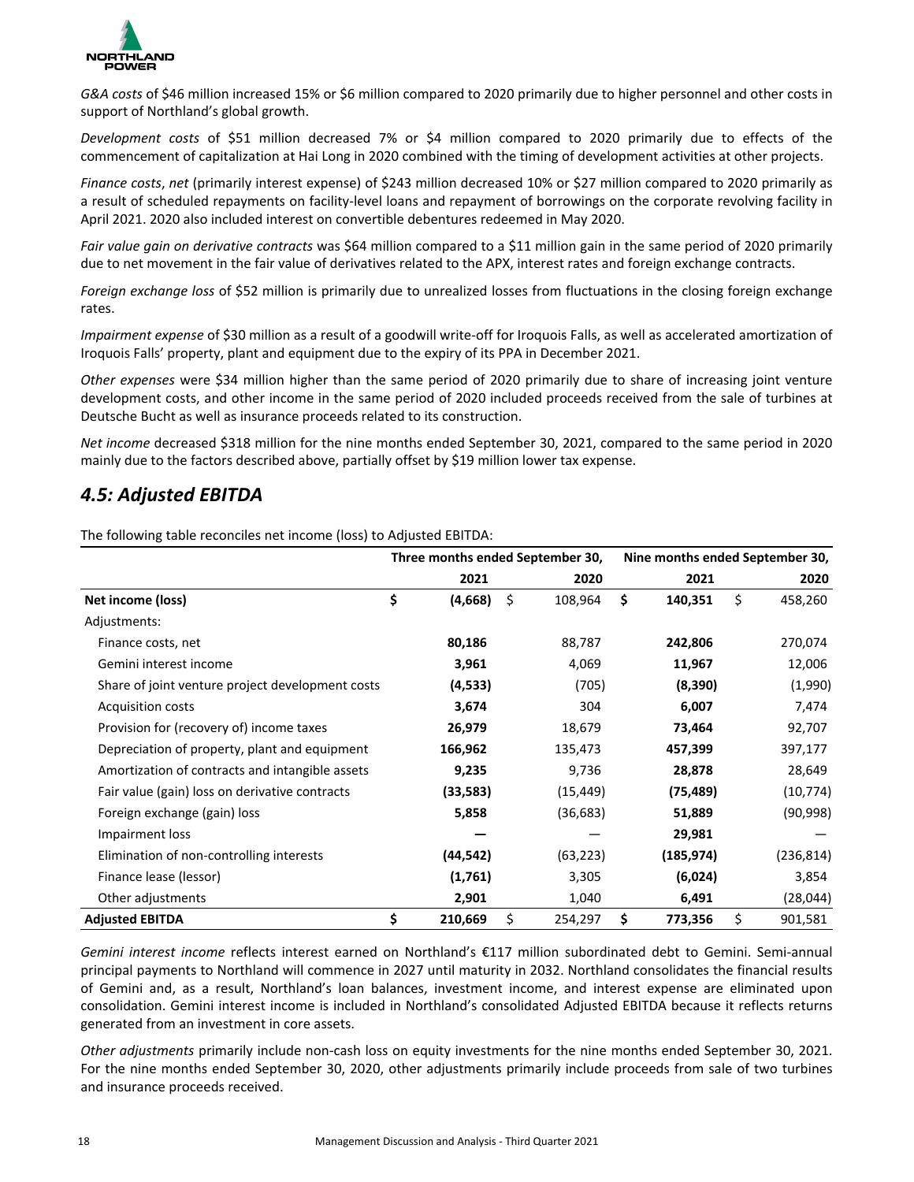*G&A costs* of $46 million increased 15% or $6 million compared to 2020 primarily due to higher personnel and other costs in support of Northland's global growth.

*Development costs* of $51 million decreased 7% or $4 million compared to 2020 primarily due to effects of the commencement of capitalization at Hai Long in 2020 combined with the timing of development activities at other projects.

*Finance costs*, *net* (primarily interest expense) of $243 million decreased 10% or $27 million compared to 2020 primarily as a result of scheduled repayments on facility-level loans and repayment of borrowings on the corporate revolving facility in April 2021. 2020 also included interest on convertible debentures redeemed in May 2020.

*Fair value gain on derivative contracts* was $64 million compared to a $11 million gain in the same period of 2020 primarily due to net movement in the fair value of derivatives related to the APX, interest rates and foreign exchange contracts.

*Foreign exchange loss* of $52 million is primarily due to unrealized losses from fluctuations in the closing foreign exchange rates.

*Impairment expense* of $30 million as a result of a goodwill write-off for Iroquois Falls, as well as accelerated amortization of Iroquois Falls' property, plant and equipment due to the expiry of its PPA in December 2021.

*Other expenses* were $34 million higher than the same period of 2020 primarily due to share of increasing joint venture development costs, and other income in the same period of 2020 included proceeds received from the sale of turbines at Deutsche Bucht as well as insurance proceeds related to its construction.

*Net income* decreased $318 million for the nine months ended September 30, 2021, compared to the same period in 2020 mainly due to the factors described above, partially offset by $19 million lower tax expense.

## *4.5: Adjusted EBITDA*

The following table reconciles net income (loss) to Adjusted EBITDA:

| | Three months ended September 30, | | Nine months ended September 30, | |
|---|---|---|---|---|
| | **2021** | 2020 | **2021** | 2020 |
| **Net income (loss)** | **$ (4,668)** | $ 108,964 | **$ 140,351** | $ 458,260 |
| Adjustments: | | | | |
| Finance costs, net | **80,186** | 88,787 | **242,806** | 270,074 |
| Gemini interest income | **3,961** | 4,069 | **11,967** | 12,006 |
| Share of joint venture project development costs | **(4,533)** | (705) | **(8,390)** | (1,990) |
| Acquisition costs | **3,674** | 304 | **6,007** | 7,474 |
| Provision for (recovery of) income taxes | **26,979** | 18,679 | **73,464** | 92,707 |
| Depreciation of property, plant and equipment | **166,962** | 135,473 | **457,399** | 397,177 |
| Amortization of contracts and intangible assets | **9,235** | 9,736 | **28,878** | 28,649 |
| Fair value (gain) loss on derivative contracts | **(33,583)** | (15,449) | **(75,489)** | (10,774) |
| Foreign exchange (gain) loss | **5,858** | (36,683) | **51,889** | (90,998) |
| Impairment loss | **—** | — | **29,981** | — |
| Elimination of non-controlling interests | **(44,542)** | (63,223) | **(185,974)** | (236,814) |
| Finance lease (lessor) | **(1,761)** | 3,305 | **(6,024)** | 3,854 |
| Other adjustments | **2,901** | 1,040 | **6,491** | (28,044) |
| **Adjusted EBITDA** | **$ 210,669** | $ 254,297 | **$ 773,356** | $ 901,581 |

*Gemini interest income* reflects interest earned on Northland's €117 million subordinated debt to Gemini. Semi-annual principal payments to Northland will commence in 2027 until maturity in 2032. Northland consolidates the financial results of Gemini and, as a result, Northland's loan balances, investment income, and interest expense are eliminated upon consolidation. Gemini interest income is included in Northland's consolidated Adjusted EBITDA because it reflects returns generated from an investment in core assets.

*Other adjustments* primarily include non-cash loss on equity investments for the nine months ended September 30, 2021. For the nine months ended September 30, 2020, other adjustments primarily include proceeds from sale of two turbines and insurance proceeds received.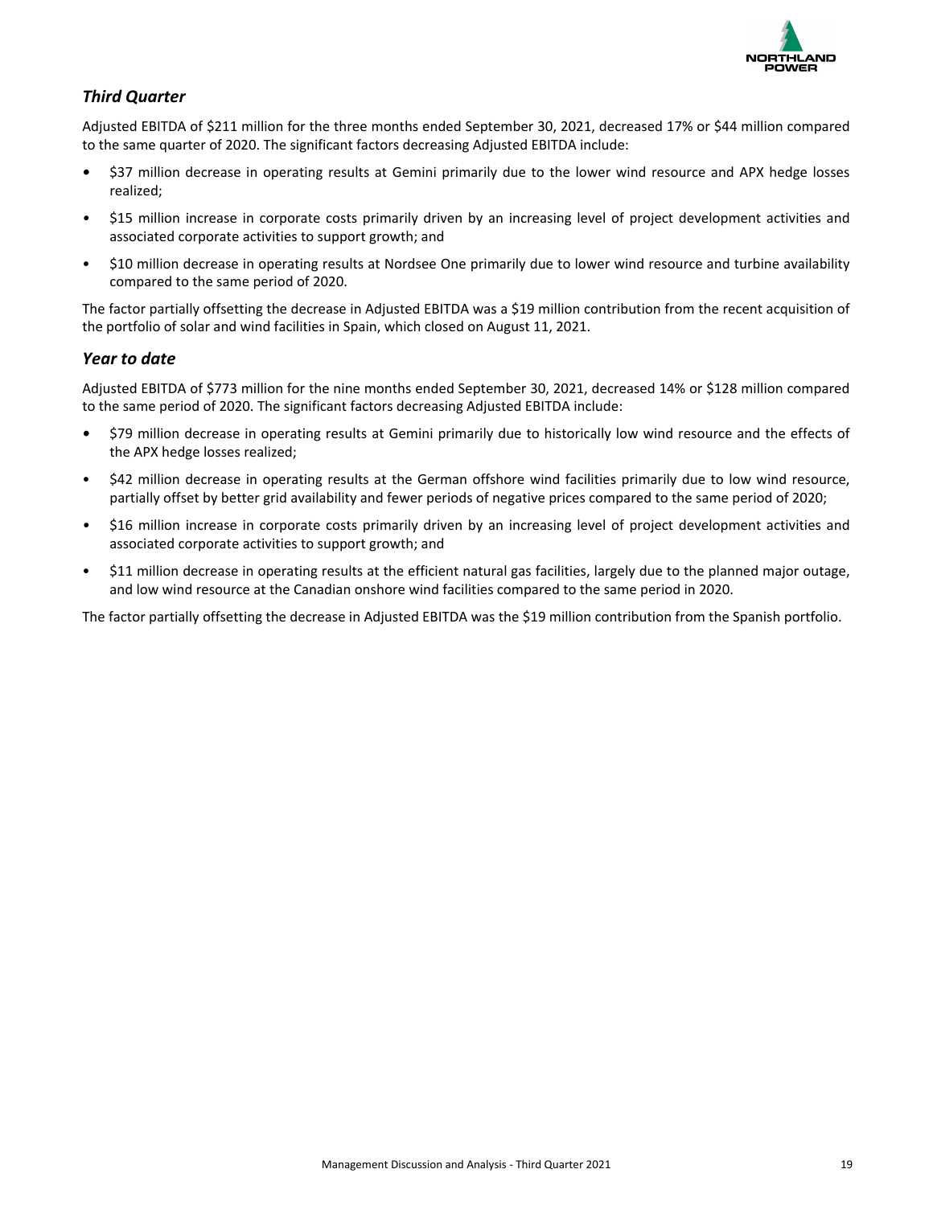## *Third Quarter*

Adjusted EBITDA of $211 million for the three months ended September 30, 2021, decreased 17% or $44 million compared to the same quarter of 2020. The significant factors decreasing Adjusted EBITDA include:

- $37 million decrease in operating results at Gemini primarily due to the lower wind resource and APX hedge losses realized;
- $15 million increase in corporate costs primarily driven by an increasing level of project development activities and associated corporate activities to support growth; and
- $10 million decrease in operating results at Nordsee One primarily due to lower wind resource and turbine availability compared to the same period of 2020.

The factor partially offsetting the decrease in Adjusted EBITDA was a $19 million contribution from the recent acquisition of the portfolio of solar and wind facilities in Spain, which closed on August 11, 2021.

## *Year to date*

Adjusted EBITDA of $773 million for the nine months ended September 30, 2021, decreased 14% or $128 million compared to the same period of 2020. The significant factors decreasing Adjusted EBITDA include:

- $79 million decrease in operating results at Gemini primarily due to historically low wind resource and the effects of the APX hedge losses realized;
- $42 million decrease in operating results at the German offshore wind facilities primarily due to low wind resource, partially offset by better grid availability and fewer periods of negative prices compared to the same period of 2020;
- $16 million increase in corporate costs primarily driven by an increasing level of project development activities and associated corporate activities to support growth; and
- $11 million decrease in operating results at the efficient natural gas facilities, largely due to the planned major outage, and low wind resource at the Canadian onshore wind facilities compared to the same period in 2020.

The factor partially offsetting the decrease in Adjusted EBITDA was the $19 million contribution from the Spanish portfolio.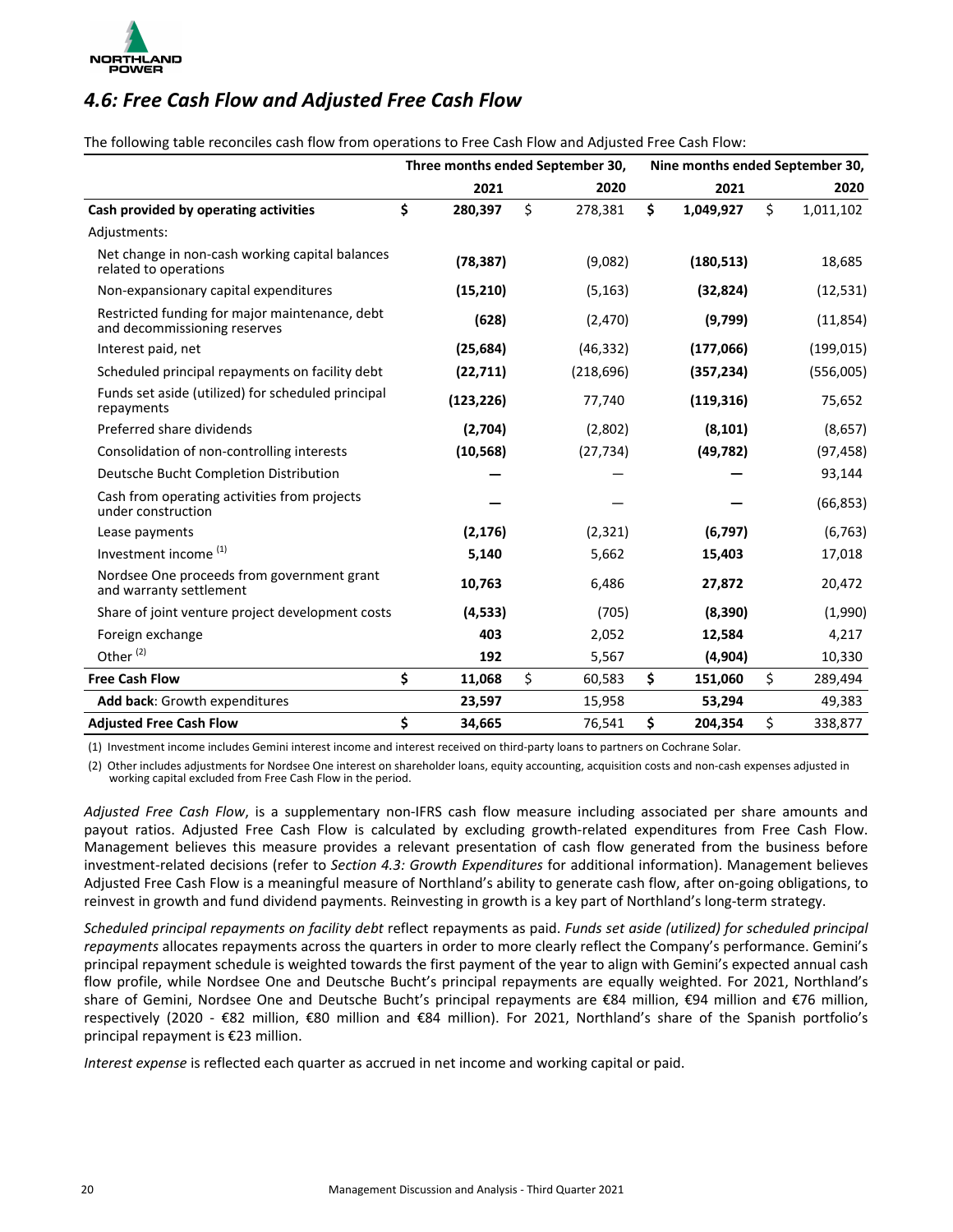## *4.6: Free Cash Flow and Adjusted Free Cash Flow*

The following table reconciles cash flow from operations to Free Cash Flow and Adjusted Free Cash Flow:

| | Three months ended September 30, | | Nine months ended September 30, | |
|---|---|---|---|---|
| | **2021** | 2020 | **2021** | 2020 |
| **Cash provided by operating activities** | **$ 280,397** | $ 278,381 | **$ 1,049,927** | $ 1,011,102 |
| Adjustments: | | | | |
| Net change in non-cash working capital balances related to operations | **(78,387)** | (9,082) | **(180,513)** | 18,685 |
| Non-expansionary capital expenditures | **(15,210)** | (5,163) | **(32,824)** | (12,531) |
| Restricted funding for major maintenance, debt and decommissioning reserves | **(628)** | (2,470) | **(9,799)** | (11,854) |
| Interest paid, net | **(25,684)** | (46,332) | **(177,066)** | (199,015) |
| Scheduled principal repayments on facility debt | **(22,711)** | (218,696) | **(357,234)** | (556,005) |
| Funds set aside (utilized) for scheduled principal repayments | **(123,226)** | 77,740 | **(119,316)** | 75,652 |
| Preferred share dividends | **(2,704)** | (2,802) | **(8,101)** | (8,657) |
| Consolidation of non-controlling interests | **(10,568)** | (27,734) | **(49,782)** | (97,458) |
| Deutsche Bucht Completion Distribution | **—** | — | **—** | 93,144 |
| Cash from operating activities from projects under construction | **—** | — | **—** | (66,853) |
| Lease payments | **(2,176)** | (2,321) | **(6,797)** | (6,763) |
| Investment income [(1)] | **5,140** | 5,662 | **15,403** | 17,018 |
| Nordsee One proceeds from government grant and warranty settlement | **10,763** | 6,486 | **27,872** | 20,472 |
| Share of joint venture project development costs | **(4,533)** | (705) | **(8,390)** | (1,990) |
| Foreign exchange | **403** | 2,052 | **12,584** | 4,217 |
| Other [(2)] | **192** | 5,567 | **(4,904)** | 10,330 |
| **Free Cash Flow** | **$ 11,068** | $ 60,583 | **$ 151,060** | $ 289,494 |
| **Add back**: Growth expenditures | **23,597** | 15,958 | **53,294** | 49,383 |
| **Adjusted Free Cash Flow** | **$ 34,665** | 76,541 | **$ 204,354** | $ 338,877 |

(1) Investment income includes Gemini interest income and interest received on third-party loans to partners on Cochrane Solar.

(2) Other includes adjustments for Nordsee One interest on shareholder loans, equity accounting, acquisition costs and non-cash expenses adjusted in working capital excluded from Free Cash Flow in the period.

*Adjusted Free Cash Flow*, is a supplementary non-IFRS cash flow measure including associated per share amounts and payout ratios. Adjusted Free Cash Flow is calculated by excluding growth-related expenditures from Free Cash Flow. Management believes this measure provides a relevant presentation of cash flow generated from the business before investment-related decisions (refer to *Section 4.3: Growth Expenditures* for additional information). Management believes Adjusted Free Cash Flow is a meaningful measure of Northland's ability to generate cash flow, after on-going obligations, to reinvest in growth and fund dividend payments. Reinvesting in growth is a key part of Northland's long-term strategy.

*Scheduled principal repayments on facility debt* reflect repayments as paid. *Funds set aside (utilized) for scheduled principal repayments* allocates repayments across the quarters in order to more clearly reflect the Company's performance. Gemini's principal repayment schedule is weighted towards the first payment of the year to align with Gemini's expected annual cash flow profile, while Nordsee One and Deutsche Bucht's principal repayments are equally weighted. For 2021, Northland's share of Gemini, Nordsee One and Deutsche Bucht's principal repayments are €84 million, €94 million and €76 million, respectively (2020 - €82 million, €80 million and €84 million). For 2021, Northland's share of the Spanish portfolio's principal repayment is €23 million.

*Interest expense* is reflected each quarter as accrued in net income and working capital or paid.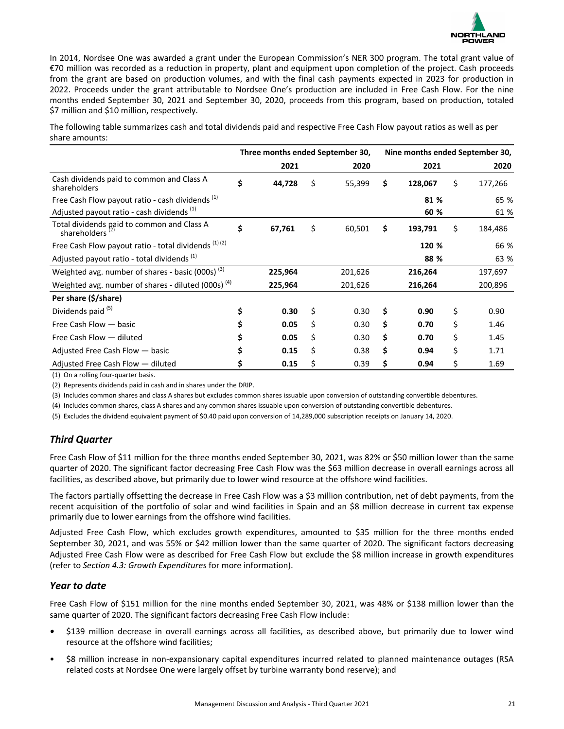In 2014, Nordsee One was awarded a grant under the European Commission's NER 300 program. The total grant value of €70 million was recorded as a reduction in property, plant and equipment upon completion of the project. Cash proceeds from the grant are based on production volumes, and with the final cash payments expected in 2023 for production in 2022. Proceeds under the grant attributable to Nordsee One's production are included in Free Cash Flow. For the nine months ended September 30, 2021 and September 30, 2020, proceeds from this program, based on production, totaled $7 million and $10 million, respectively.

The following table summarizes cash and total dividends paid and respective Free Cash Flow payout ratios as well as per share amounts:

| | Three months ended September 30, | | Nine months ended September 30, | |
|---|---|---|---|---|
| | **2021** | 2020 | **2021** | 2020 |
| Cash dividends paid to common and Class A shareholders | **$ 44,728** | $ 55,399 | **$ 128,067** | $ 177,266 |
| Free Cash Flow payout ratio - cash dividends (1) | | | **81 %** | 65 % |
| Adjusted payout ratio - cash dividends (1) | | | **60 %** | 61 % |
| Total dividends paid to common and Class A shareholders (2) | **$ 67,761** | $ 60,501 | **$ 193,791** | $ 184,486 |
| Free Cash Flow payout ratio - total dividends (1) (2) | | | **120 %** | 66 % |
| Adjusted payout ratio - total dividends (1) | | | **88 %** | 63 % |
| Weighted avg. number of shares - basic (000s) (3) | **225,964** | 201,626 | **216,264** | 197,697 |
| Weighted avg. number of shares - diluted (000s) (4) | **225,964** | 201,626 | **216,264** | 200,896 |
| **Per share ($/share)** | | | | |
| Dividends paid (5) | **$ 0.30** | $ 0.30 | **$ 0.90** | $ 0.90 |
| Free Cash Flow — basic | **$ 0.05** | $ 0.30 | **$ 0.70** | $ 1.46 |
| Free Cash Flow — diluted | **$ 0.05** | $ 0.30 | **$ 0.70** | $ 1.45 |
| Adjusted Free Cash Flow — basic | **$ 0.15** | $ 0.38 | **$ 0.94** | $ 1.71 |
| Adjusted Free Cash Flow — diluted | **$ 0.15** | $ 0.39 | **$ 0.94** | $ 1.69 |

(1) On a rolling four-quarter basis.

(2) Represents dividends paid in cash and in shares under the DRIP.

(3) Includes common shares and class A shares but excludes common shares issuable upon conversion of outstanding convertible debentures.

(4) Includes common shares, class A shares and any common shares issuable upon conversion of outstanding convertible debentures.

(5) Excludes the dividend equivalent payment of $0.40 paid upon conversion of 14,289,000 subscription receipts on January 14, 2020.

## *Third Quarter*

Free Cash Flow of $11 million for the three months ended September 30, 2021, was 82% or $50 million lower than the same quarter of 2020. The significant factor decreasing Free Cash Flow was the $63 million decrease in overall earnings across all facilities, as described above, but primarily due to lower wind resource at the offshore wind facilities.

The factors partially offsetting the decrease in Free Cash Flow was a $3 million contribution, net of debt payments, from the recent acquisition of the portfolio of solar and wind facilities in Spain and an $8 million decrease in current tax expense primarily due to lower earnings from the offshore wind facilities.

Adjusted Free Cash Flow, which excludes growth expenditures, amounted to $35 million for the three months ended September 30, 2021, and was 55% or $42 million lower than the same quarter of 2020. The significant factors decreasing Adjusted Free Cash Flow were as described for Free Cash Flow but exclude the $8 million increase in growth expenditures (refer to *Section 4.3: Growth Expenditures* for more information).

## *Year to date*

Free Cash Flow of $151 million for the nine months ended September 30, 2021, was 48% or $138 million lower than the same quarter of 2020. The significant factors decreasing Free Cash Flow include:

- $139 million decrease in overall earnings across all facilities, as described above, but primarily due to lower wind resource at the offshore wind facilities;
- $8 million increase in non-expansionary capital expenditures incurred related to planned maintenance outages (RSA related costs at Nordsee One were largely offset by turbine warranty bond reserve); and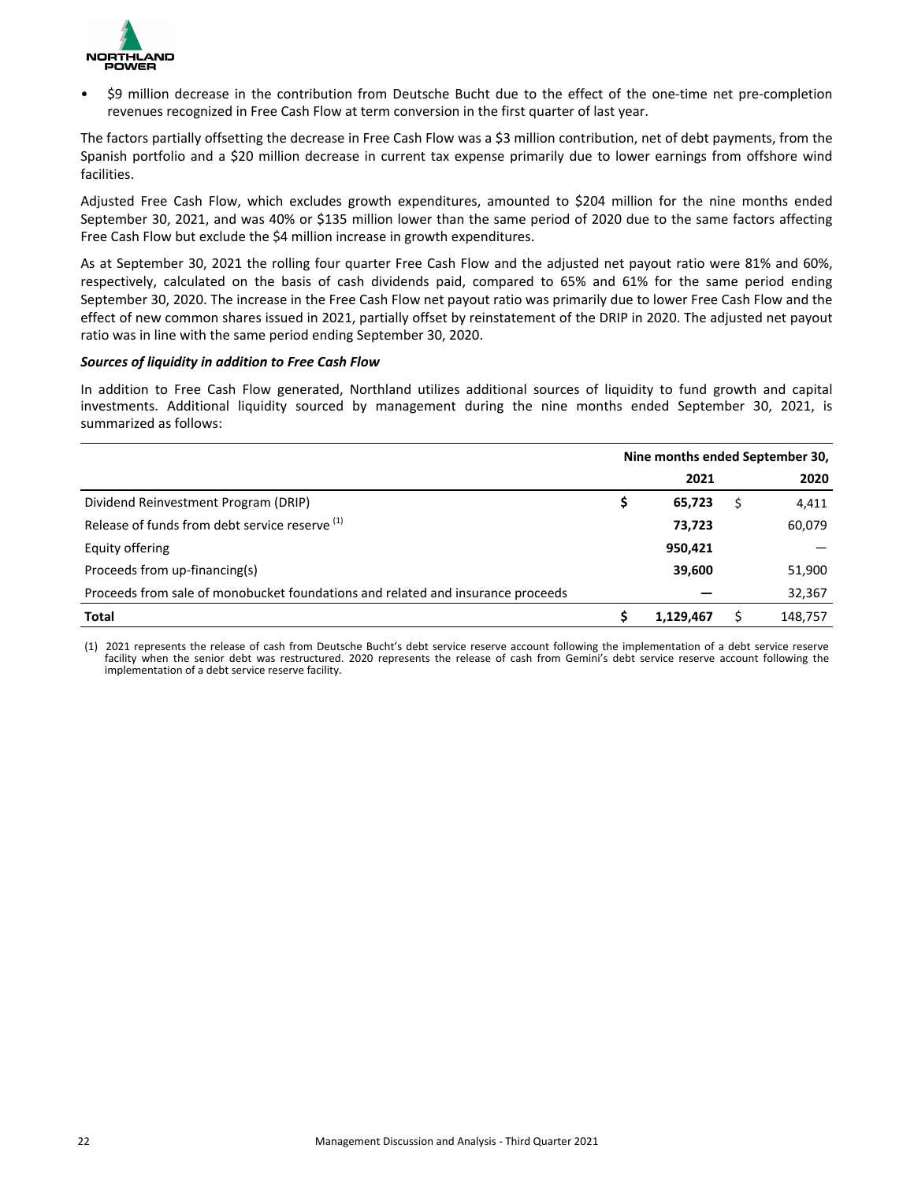- $9 million decrease in the contribution from Deutsche Bucht due to the effect of the one-time net pre-completion revenues recognized in Free Cash Flow at term conversion in the first quarter of last year.

The factors partially offsetting the decrease in Free Cash Flow was a $3 million contribution, net of debt payments, from the Spanish portfolio and a $20 million decrease in current tax expense primarily due to lower earnings from offshore wind facilities.

Adjusted Free Cash Flow, which excludes growth expenditures, amounted to $204 million for the nine months ended September 30, 2021, and was 40% or $135 million lower than the same period of 2020 due to the same factors affecting Free Cash Flow but exclude the $4 million increase in growth expenditures.

As at September 30, 2021 the rolling four quarter Free Cash Flow and the adjusted net payout ratio were 81% and 60%, respectively, calculated on the basis of cash dividends paid, compared to 65% and 61% for the same period ending September 30, 2020. The increase in the Free Cash Flow net payout ratio was primarily due to lower Free Cash Flow and the effect of new common shares issued in 2021, partially offset by reinstatement of the DRIP in 2020. The adjusted net payout ratio was in line with the same period ending September 30, 2020.

***Sources of liquidity in addition to Free Cash Flow***

In addition to Free Cash Flow generated, Northland utilizes additional sources of liquidity to fund growth and capital investments. Additional liquidity sourced by management during the nine months ended September 30, 2021, is summarized as follows:

| | Nine months ended September 30, | |
|---|---|---|
| | **2021** | **2020** |
| Dividend Reinvestment Program (DRIP) | **$ 65,723** | $ 4,411 |
| Release of funds from debt service reserve [1] | **73,723** | 60,079 |
| Equity offering | **950,421** | — |
| Proceeds from up-financing(s) | **39,600** | 51,900 |
| Proceeds from sale of monobucket foundations and related and insurance proceeds | **—** | 32,367 |
| **Total** | **$ 1,129,467** | $ 148,757 |

(1) 2021 represents the release of cash from Deutsche Bucht's debt service reserve account following the implementation of a debt service reserve facility when the senior debt was restructured. 2020 represents the release of cash from Gemini's debt service reserve account following the implementation of a debt service reserve facility.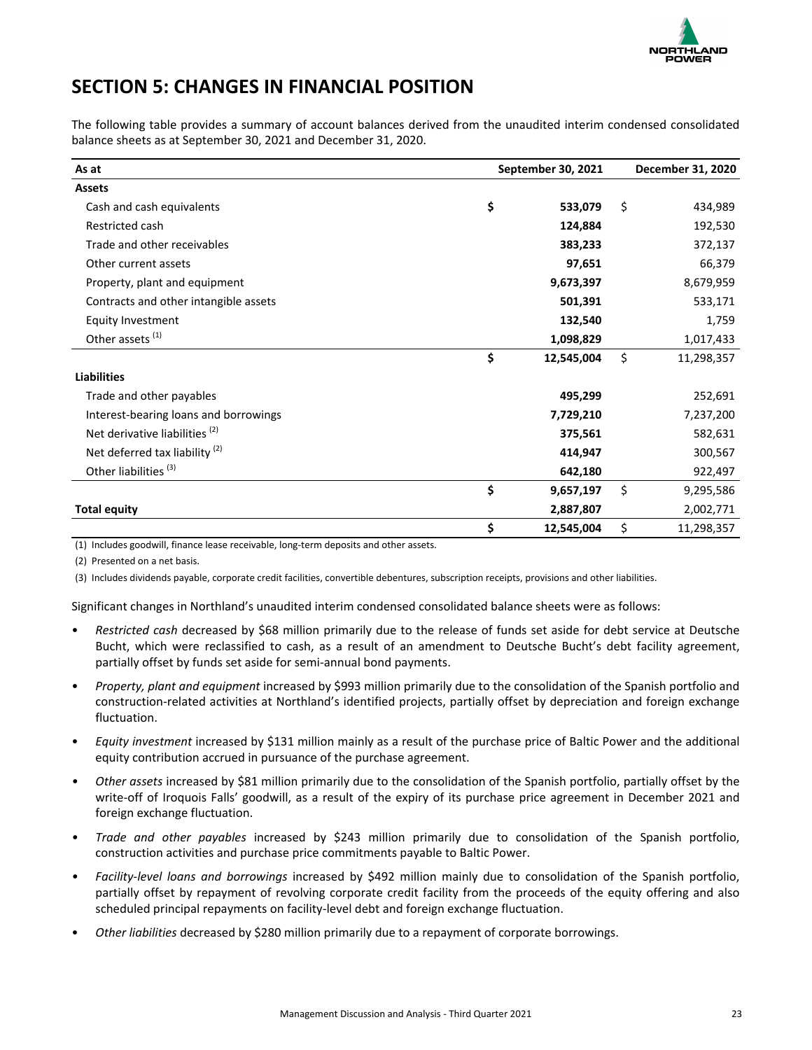# SECTION 5: CHANGES IN FINANCIAL POSITION

The following table provides a summary of account balances derived from the unaudited interim condensed consolidated balance sheets as at September 30, 2021 and December 31, 2020.

| As at | September 30, 2021 | December 31, 2020 |
|---|---|---|
| **Assets** | | |
| Cash and cash equivalents | **$ 533,079** | $ 434,989 |
| Restricted cash | **124,884** | 192,530 |
| Trade and other receivables | **383,233** | 372,137 |
| Other current assets | **97,651** | 66,379 |
| Property, plant and equipment | **9,673,397** | 8,679,959 |
| Contracts and other intangible assets | **501,391** | 533,171 |
| Equity Investment | **132,540** | 1,759 |
| Other assets [(1)] | **1,098,829** | 1,017,433 |
| | **$ 12,545,004** | $ 11,298,357 |
| **Liabilities** | | |
| Trade and other payables | **495,299** | 252,691 |
| Interest-bearing loans and borrowings | **7,729,210** | 7,237,200 |
| Net derivative liabilities [(2)] | **375,561** | 582,631 |
| Net deferred tax liability [(2)] | **414,947** | 300,567 |
| Other liabilities [(3)] | **642,180** | 922,497 |
| | **$ 9,657,197** | $ 9,295,586 |
| **Total equity** | **2,887,807** | 2,002,771 |
| | **$ 12,545,004** | $ 11,298,357 |

(1) Includes goodwill, finance lease receivable, long-term deposits and other assets.

(2) Presented on a net basis.

(3) Includes dividends payable, corporate credit facilities, convertible debentures, subscription receipts, provisions and other liabilities.

Significant changes in Northland's unaudited interim condensed consolidated balance sheets were as follows:

- *Restricted cash* decreased by $68 million primarily due to the release of funds set aside for debt service at Deutsche Bucht, which were reclassified to cash, as a result of an amendment to Deutsche Bucht's debt facility agreement, partially offset by funds set aside for semi-annual bond payments.
- *Property, plant and equipment* increased by $993 million primarily due to the consolidation of the Spanish portfolio and construction-related activities at Northland's identified projects, partially offset by depreciation and foreign exchange fluctuation.
- *Equity investment* increased by $131 million mainly as a result of the purchase price of Baltic Power and the additional equity contribution accrued in pursuance of the purchase agreement.
- *Other assets* increased by $81 million primarily due to the consolidation of the Spanish portfolio, partially offset by the write-off of Iroquois Falls' goodwill, as a result of the expiry of its purchase price agreement in December 2021 and foreign exchange fluctuation.
- *Trade and other payables* increased by $243 million primarily due to consolidation of the Spanish portfolio, construction activities and purchase price commitments payable to Baltic Power.
- *Facility-level loans and borrowings* increased by $492 million mainly due to consolidation of the Spanish portfolio, partially offset by repayment of revolving corporate credit facility from the proceeds of the equity offering and also scheduled principal repayments on facility-level debt and foreign exchange fluctuation.
- *Other liabilities* decreased by $280 million primarily due to a repayment of corporate borrowings.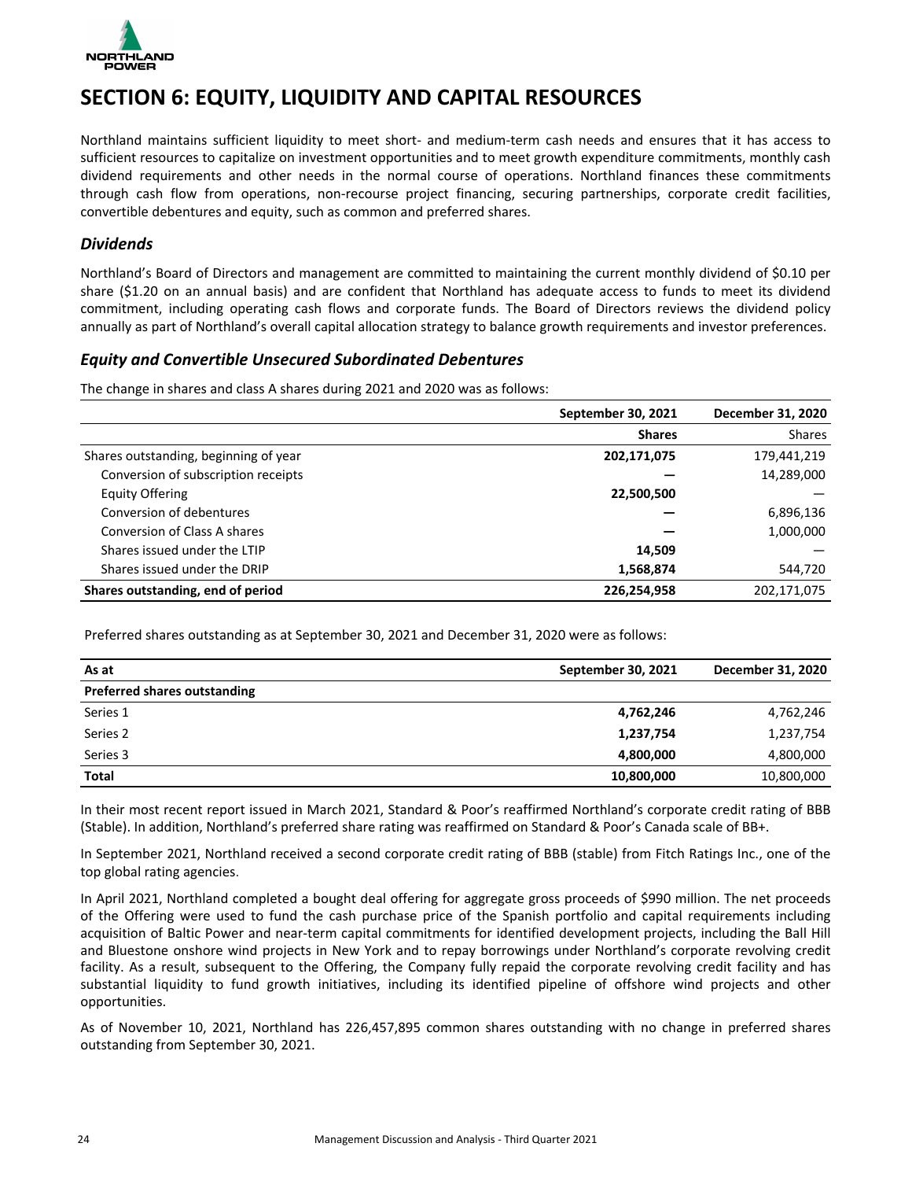# SECTION 6: EQUITY, LIQUIDITY AND CAPITAL RESOURCES

Northland maintains sufficient liquidity to meet short- and medium-term cash needs and ensures that it has access to sufficient resources to capitalize on investment opportunities and to meet growth expenditure commitments, monthly cash dividend requirements and other needs in the normal course of operations. Northland finances these commitments through cash flow from operations, non-recourse project financing, securing partnerships, corporate credit facilities, convertible debentures and equity, such as common and preferred shares.

## *Dividends*

Northland's Board of Directors and management are committed to maintaining the current monthly dividend of \$0.10 per share (\$1.20 on an annual basis) and are confident that Northland has adequate access to funds to meet its dividend commitment, including operating cash flows and corporate funds. The Board of Directors reviews the dividend policy annually as part of Northland's overall capital allocation strategy to balance growth requirements and investor preferences.

## *Equity and Convertible Unsecured Subordinated Debentures*

The change in shares and class A shares during 2021 and 2020 was as follows:

| | **September 30, 2021** | **December 31, 2020** |
|---|---|---|
| | **Shares** | Shares |
| Shares outstanding, beginning of year | **202,171,075** | 179,441,219 |
| Conversion of subscription receipts | **—** | 14,289,000 |
| Equity Offering | **22,500,500** | — |
| Conversion of debentures | **—** | 6,896,136 |
| Conversion of Class A shares | **—** | 1,000,000 |
| Shares issued under the LTIP | **14,509** | — |
| Shares issued under the DRIP | **1,568,874** | 544,720 |
| **Shares outstanding, end of period** | **226,254,958** | 202,171,075 |

Preferred shares outstanding as at September 30, 2021 and December 31, 2020 were as follows:

| **As at** | **September 30, 2021** | **December 31, 2020** |
|---|---|---|
| **Preferred shares outstanding** | | |
| Series 1 | **4,762,246** | 4,762,246 |
| Series 2 | **1,237,754** | 1,237,754 |
| Series 3 | **4,800,000** | 4,800,000 |
| **Total** | **10,800,000** | 10,800,000 |

In their most recent report issued in March 2021, Standard & Poor's reaffirmed Northland's corporate credit rating of BBB (Stable). In addition, Northland's preferred share rating was reaffirmed on Standard & Poor's Canada scale of BB+.

In September 2021, Northland received a second corporate credit rating of BBB (stable) from Fitch Ratings Inc., one of the top global rating agencies.

In April 2021, Northland completed a bought deal offering for aggregate gross proceeds of \$990 million. The net proceeds of the Offering were used to fund the cash purchase price of the Spanish portfolio and capital requirements including acquisition of Baltic Power and near-term capital commitments for identified development projects, including the Ball Hill and Bluestone onshore wind projects in New York and to repay borrowings under Northland's corporate revolving credit facility. As a result, subsequent to the Offering, the Company fully repaid the corporate revolving credit facility and has substantial liquidity to fund growth initiatives, including its identified pipeline of offshore wind projects and other opportunities.

As of November 10, 2021, Northland has 226,457,895 common shares outstanding with no change in preferred shares outstanding from September 30, 2021.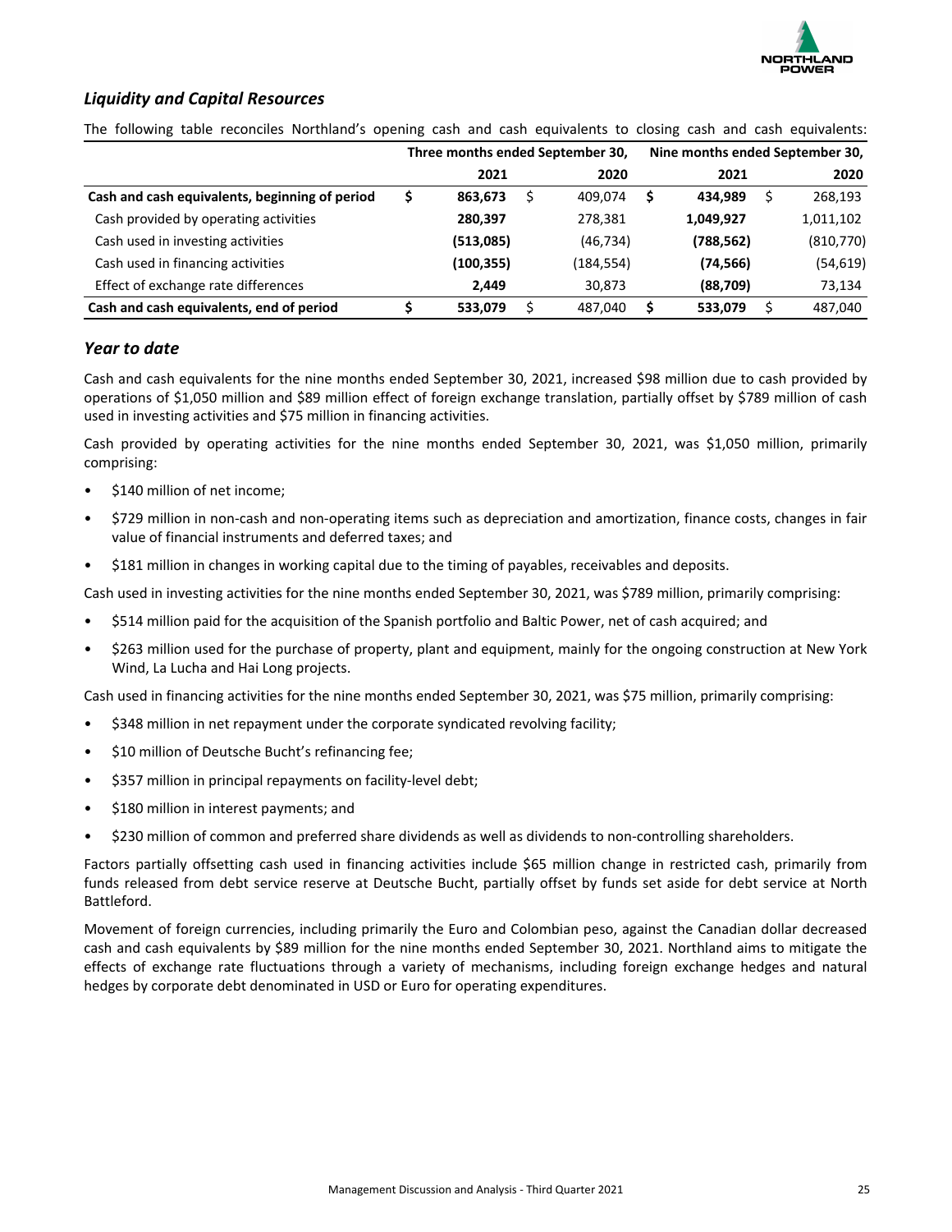## *Liquidity and Capital Resources*

The following table reconciles Northland's opening cash and cash equivalents to closing cash and cash equivalents:

| | Three months ended September 30, | | Nine months ended September 30, | |
|---|---|---|---|---|
| | **2021** | 2020 | **2021** | 2020 |
| **Cash and cash equivalents, beginning of period** | **$ 863,673** | $ 409,074 | **$ 434,989** | $ 268,193 |
| Cash provided by operating activities | **280,397** | 278,381 | **1,049,927** | 1,011,102 |
| Cash used in investing activities | **(513,085)** | (46,734) | **(788,562)** | (810,770) |
| Cash used in financing activities | **(100,355)** | (184,554) | **(74,566)** | (54,619) |
| Effect of exchange rate differences | **2,449** | 30,873 | **(88,709)** | 73,134 |
| **Cash and cash equivalents, end of period** | **$ 533,079** | $ 487,040 | **$ 533,079** | $ 487,040 |

## *Year to date*

Cash and cash equivalents for the nine months ended September 30, 2021, increased $98 million due to cash provided by operations of $1,050 million and $89 million effect of foreign exchange translation, partially offset by $789 million of cash used in investing activities and $75 million in financing activities.

Cash provided by operating activities for the nine months ended September 30, 2021, was $1,050 million, primarily comprising:

- $140 million of net income;
- $729 million in non-cash and non-operating items such as depreciation and amortization, finance costs, changes in fair value of financial instruments and deferred taxes; and
- $181 million in changes in working capital due to the timing of payables, receivables and deposits.

Cash used in investing activities for the nine months ended September 30, 2021, was $789 million, primarily comprising:

- $514 million paid for the acquisition of the Spanish portfolio and Baltic Power, net of cash acquired; and
- $263 million used for the purchase of property, plant and equipment, mainly for the ongoing construction at New York Wind, La Lucha and Hai Long projects.

Cash used in financing activities for the nine months ended September 30, 2021, was $75 million, primarily comprising:

- $348 million in net repayment under the corporate syndicated revolving facility;
- $10 million of Deutsche Bucht's refinancing fee;
- $357 million in principal repayments on facility-level debt;
- $180 million in interest payments; and
- $230 million of common and preferred share dividends as well as dividends to non-controlling shareholders.

Factors partially offsetting cash used in financing activities include $65 million change in restricted cash, primarily from funds released from debt service reserve at Deutsche Bucht, partially offset by funds set aside for debt service at North Battleford.

Movement of foreign currencies, including primarily the Euro and Colombian peso, against the Canadian dollar decreased cash and cash equivalents by $89 million for the nine months ended September 30, 2021. Northland aims to mitigate the effects of exchange rate fluctuations through a variety of mechanisms, including foreign exchange hedges and natural hedges by corporate debt denominated in USD or Euro for operating expenditures.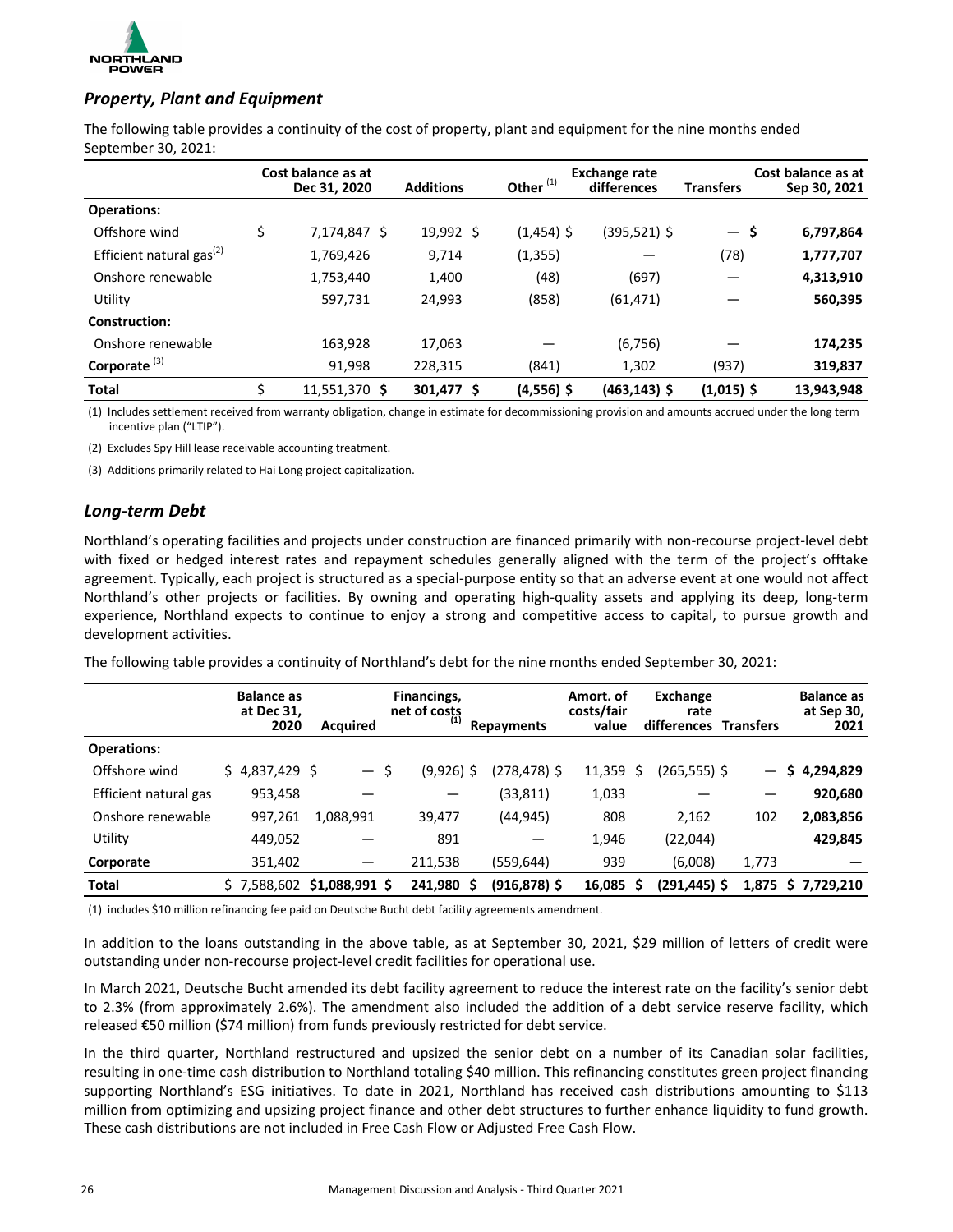## *Property, Plant and Equipment*

The following table provides a continuity of the cost of property, plant and equipment for the nine months ended September 30, 2021:

| | Cost balance as at Dec 31, 2020 | Additions | Other [(1)] | Exchange rate differences | Transfers | Cost balance as at Sep 30, 2021 |
|---|---|---|---|---|---|---|
| **Operations:** | | | | | | |
| Offshore wind | $ 7,174,847 $ | 19,992 $ | (1,454) $ | (395,521) $ | — $ | **6,797,864** |
| Efficient natural gas[(2)] | 1,769,426 | 9,714 | (1,355) | — | (78) | **1,777,707** |
| Onshore renewable | 1,753,440 | 1,400 | (48) | (697) | — | **4,313,910** |
| Utility | 597,731 | 24,993 | (858) | (61,471) | — | **560,395** |
| **Construction:** | | | | | | |
| Onshore renewable | 163,928 | 17,063 | — | (6,756) | — | **174,235** |
| **Corporate** [(3)] | 91,998 | 228,315 | (841) | 1,302 | (937) | **319,837** |
| **Total** | $ 11,551,370 **$** | **301,477 $** | **(4,556) $** | **(463,143) $** | **(1,015) $** | **13,943,948** |

(1) Includes settlement received from warranty obligation, change in estimate for decommissioning provision and amounts accrued under the long term incentive plan ("LTIP").

(2) Excludes Spy Hill lease receivable accounting treatment.

(3) Additions primarily related to Hai Long project capitalization.

## *Long-term Debt*

Northland's operating facilities and projects under construction are financed primarily with non-recourse project-level debt with fixed or hedged interest rates and repayment schedules generally aligned with the term of the project's offtake agreement. Typically, each project is structured as a special-purpose entity so that an adverse event at one would not affect Northland's other projects or facilities. By owning and operating high-quality assets and applying its deep, long-term experience, Northland expects to continue to enjoy a strong and competitive access to capital, to pursue growth and development activities.

The following table provides a continuity of Northland's debt for the nine months ended September 30, 2021:

| | Balance as at Dec 31, 2020 | Acquired | Financings, net of costs [(1)] | Repayments | Amort. of costs/fair value | Exchange rate differences | Transfers | Balance as at Sep 30, 2021 |
|---|---|---|---|---|---|---|---|---|
| **Operations:** | | | | | | | | |
| Offshore wind | $ 4,837,429 $ | — $ | (9,926) $ | (278,478) $ | 11,359 $ | (265,555) $ | — | **$ 4,294,829** |
| Efficient natural gas | 953,458 | — | — | (33,811) | 1,033 | — | — | **920,680** |
| Onshore renewable | 997,261 | 1,088,991 | 39,477 | (44,945) | 808 | 2,162 | 102 | **2,083,856** |
| Utility | 449,052 | — | 891 | — | 1,946 | (22,044) | | **429,845** |
| **Corporate** | 351,402 | — | 211,538 | (559,644) | 939 | (6,008) | 1,773 | **—** |
| **Total** | $ 7,588,602 | **$1,088,991 $** | **241,980 $** | **(916,878) $** | **16,085 $** | **(291,445) $** | **1,875** | **$ 7,729,210** |

(1) includes $10 million refinancing fee paid on Deutsche Bucht debt facility agreements amendment.

In addition to the loans outstanding in the above table, as at September 30, 2021, $29 million of letters of credit were outstanding under non-recourse project-level credit facilities for operational use.

In March 2021, Deutsche Bucht amended its debt facility agreement to reduce the interest rate on the facility's senior debt to 2.3% (from approximately 2.6%). The amendment also included the addition of a debt service reserve facility, which released €50 million ($74 million) from funds previously restricted for debt service.

In the third quarter, Northland restructured and upsized the senior debt on a number of its Canadian solar facilities, resulting in one-time cash distribution to Northland totaling $40 million. This refinancing constitutes green project financing supporting Northland's ESG initiatives. To date in 2021, Northland has received cash distributions amounting to $113 million from optimizing and upsizing project finance and other debt structures to further enhance liquidity to fund growth. These cash distributions are not included in Free Cash Flow or Adjusted Free Cash Flow.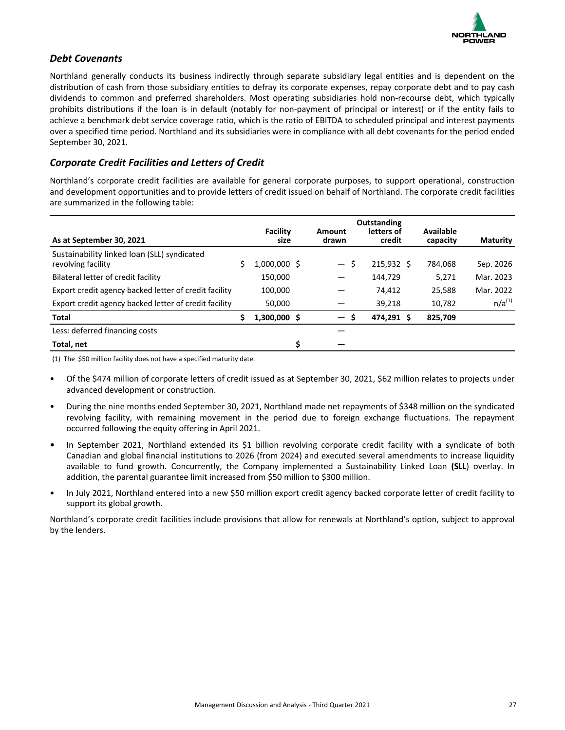## *Debt Covenants*

Northland generally conducts its business indirectly through separate subsidiary legal entities and is dependent on the distribution of cash from those subsidiary entities to defray its corporate expenses, repay corporate debt and to pay cash dividends to common and preferred shareholders. Most operating subsidiaries hold non-recourse debt, which typically prohibits distributions if the loan is in default (notably for non-payment of principal or interest) or if the entity fails to achieve a benchmark debt service coverage ratio, which is the ratio of EBITDA to scheduled principal and interest payments over a specified time period. Northland and its subsidiaries were in compliance with all debt covenants for the period ended September 30, 2021.

## *Corporate Credit Facilities and Letters of Credit*

Northland's corporate credit facilities are available for general corporate purposes, to support operational, construction and development opportunities and to provide letters of credit issued on behalf of Northland. The corporate credit facilities are summarized in the following table:

| As at September 30, 2021 | Facility size | Amount drawn | Outstanding letters of credit | Available capacity | Maturity |
|---|---|---|---|---|---|
| Sustainability linked loan (SLL) syndicated revolving facility | $ 1,000,000 | $ — | $ 215,932 | $ 784,068 | Sep. 2026 |
| Bilateral letter of credit facility | 150,000 | — | 144,729 | 5,271 | Mar. 2023 |
| Export credit agency backed letter of credit facility | 100,000 | — | 74,412 | 25,588 | Mar. 2022 |
| Export credit agency backed letter of credit facility | 50,000 | — | 39,218 | 10,782 | n/a[(1)] |
| **Total** | **$ 1,300,000** | **$ —** | **$ 474,291** | **$ 825,709** | |
| Less: deferred financing costs | | — | | | |
| **Total, net** | | **$ —** | | | |

(1) The $50 million facility does not have a specified maturity date.

- Of the $474 million of corporate letters of credit issued as at September 30, 2021, $62 million relates to projects under advanced development or construction.
- During the nine months ended September 30, 2021, Northland made net repayments of $348 million on the syndicated revolving facility, with remaining movement in the period due to foreign exchange fluctuations. The repayment occurred following the equity offering in April 2021.
- In September 2021, Northland extended its $1 billion revolving corporate credit facility with a syndicate of both Canadian and global financial institutions to 2026 (from 2024) and executed several amendments to increase liquidity available to fund growth. Concurrently, the Company implemented a Sustainability Linked Loan **(SLL)** overlay. In addition, the parental guarantee limit increased from $50 million to $300 million.
- In July 2021, Northland entered into a new $50 million export credit agency backed corporate letter of credit facility to support its global growth.

Northland's corporate credit facilities include provisions that allow for renewals at Northland's option, subject to approval by the lenders.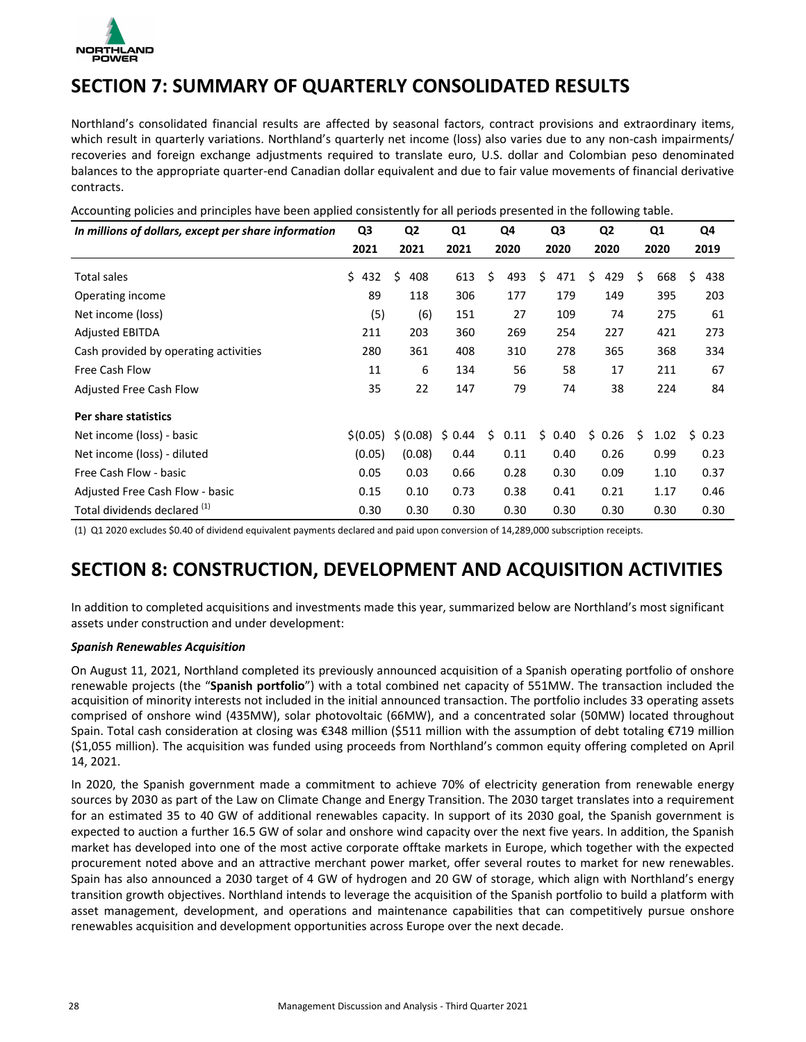# SECTION 7: SUMMARY OF QUARTERLY CONSOLIDATED RESULTS

Northland's consolidated financial results are affected by seasonal factors, contract provisions and extraordinary items, which result in quarterly variations. Northland's quarterly net income (loss) also varies due to any non-cash impairments/ recoveries and foreign exchange adjustments required to translate euro, U.S. dollar and Colombian peso denominated balances to the appropriate quarter-end Canadian dollar equivalent and due to fair value movements of financial derivative contracts.

Accounting policies and principles have been applied consistently for all periods presented in the following table.

| *In millions of dollars, except per share information* | Q3 2021 | Q2 2021 | Q1 2021 | Q4 2020 | Q3 2020 | Q2 2020 | Q1 2020 | Q4 2019 |
|---|---|---|---|---|---|---|---|---|
| Total sales | $ 432 | $ 408 | 613 | $ 493 | $ 471 | $ 429 | $ 668 | $ 438 |
| Operating income | 89 | 118 | 306 | 177 | 179 | 149 | 395 | 203 |
| Net income (loss) | (5) | (6) | 151 | 27 | 109 | 74 | 275 | 61 |
| Adjusted EBITDA | 211 | 203 | 360 | 269 | 254 | 227 | 421 | 273 |
| Cash provided by operating activities | 280 | 361 | 408 | 310 | 278 | 365 | 368 | 334 |
| Free Cash Flow | 11 | 6 | 134 | 56 | 58 | 17 | 211 | 67 |
| Adjusted Free Cash Flow | 35 | 22 | 147 | 79 | 74 | 38 | 224 | 84 |
| **Per share statistics** | | | | | | | | |
| Net income (loss) - basic | $ (0.05) | $ (0.08) | $ 0.44 | $ 0.11 | $ 0.40 | $ 0.26 | $ 1.02 | $ 0.23 |
| Net income (loss) - diluted | (0.05) | (0.08) | 0.44 | 0.11 | 0.40 | 0.26 | 0.99 | 0.23 |
| Free Cash Flow - basic | 0.05 | 0.03 | 0.66 | 0.28 | 0.30 | 0.09 | 1.10 | 0.37 |
| Adjusted Free Cash Flow - basic | 0.15 | 0.10 | 0.73 | 0.38 | 0.41 | 0.21 | 1.17 | 0.46 |
| Total dividends declared [(1)] | 0.30 | 0.30 | 0.30 | 0.30 | 0.30 | 0.30 | 0.30 | 0.30 |

(1) Q1 2020 excludes $0.40 of dividend equivalent payments declared and paid upon conversion of 14,289,000 subscription receipts.

# SECTION 8: CONSTRUCTION, DEVELOPMENT AND ACQUISITION ACTIVITIES

In addition to completed acquisitions and investments made this year, summarized below are Northland's most significant assets under construction and under development:

***Spanish Renewables Acquisition***

On August 11, 2021, Northland completed its previously announced acquisition of a Spanish operating portfolio of onshore renewable projects (the "**Spanish portfolio**") with a total combined net capacity of 551MW. The transaction included the acquisition of minority interests not included in the initial announced transaction. The portfolio includes 33 operating assets comprised of onshore wind (435MW), solar photovoltaic (66MW), and a concentrated solar (50MW) located throughout Spain. Total cash consideration at closing was €348 million ($511 million with the assumption of debt totaling €719 million ($1,055 million). The acquisition was funded using proceeds from Northland's common equity offering completed on April 14, 2021.

In 2020, the Spanish government made a commitment to achieve 70% of electricity generation from renewable energy sources by 2030 as part of the Law on Climate Change and Energy Transition. The 2030 target translates into a requirement for an estimated 35 to 40 GW of additional renewables capacity. In support of its 2030 goal, the Spanish government is expected to auction a further 16.5 GW of solar and onshore wind capacity over the next five years. In addition, the Spanish market has developed into one of the most active corporate offtake markets in Europe, which together with the expected procurement noted above and an attractive merchant power market, offer several routes to market for new renewables. Spain has also announced a 2030 target of 4 GW of hydrogen and 20 GW of storage, which align with Northland's energy transition growth objectives. Northland intends to leverage the acquisition of the Spanish portfolio to build a platform with asset management, development, and operations and maintenance capabilities that can competitively pursue onshore renewables acquisition and development opportunities across Europe over the next decade.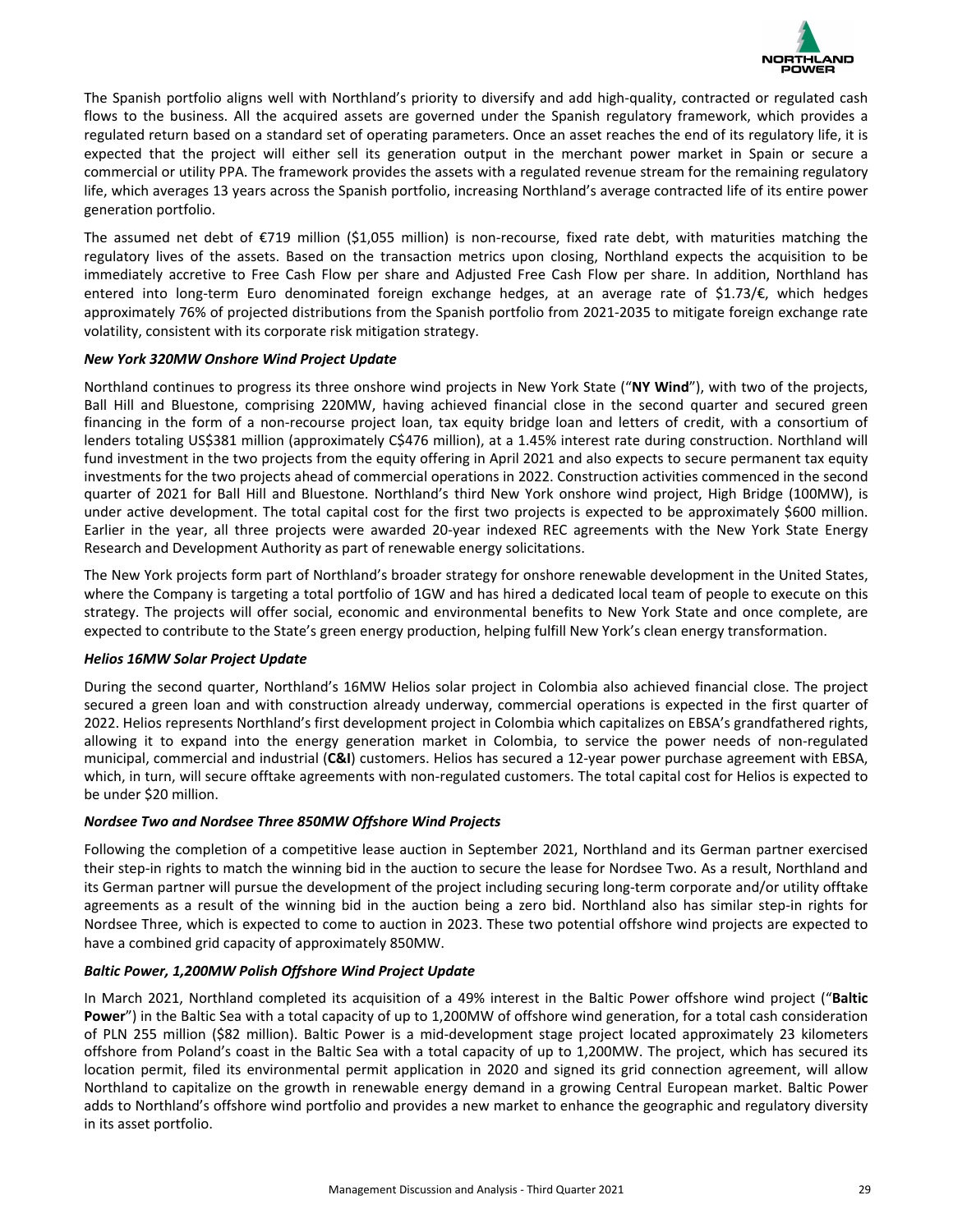The Spanish portfolio aligns well with Northland's priority to diversify and add high-quality, contracted or regulated cash flows to the business. All the acquired assets are governed under the Spanish regulatory framework, which provides a regulated return based on a standard set of operating parameters. Once an asset reaches the end of its regulatory life, it is expected that the project will either sell its generation output in the merchant power market in Spain or secure a commercial or utility PPA. The framework provides the assets with a regulated revenue stream for the remaining regulatory life, which averages 13 years across the Spanish portfolio, increasing Northland's average contracted life of its entire power generation portfolio.

The assumed net debt of €719 million ($1,055 million) is non-recourse, fixed rate debt, with maturities matching the regulatory lives of the assets. Based on the transaction metrics upon closing, Northland expects the acquisition to be immediately accretive to Free Cash Flow per share and Adjusted Free Cash Flow per share. In addition, Northland has entered into long-term Euro denominated foreign exchange hedges, at an average rate of $1.73/€, which hedges approximately 76% of projected distributions from the Spanish portfolio from 2021-2035 to mitigate foreign exchange rate volatility, consistent with its corporate risk mitigation strategy.

***New York 320MW Onshore Wind Project Update***

Northland continues to progress its three onshore wind projects in New York State ("**NY Wind**"), with two of the projects, Ball Hill and Bluestone, comprising 220MW, having achieved financial close in the second quarter and secured green financing in the form of a non-recourse project loan, tax equity bridge loan and letters of credit, with a consortium of lenders totaling US$381 million (approximately C$476 million), at a 1.45% interest rate during construction. Northland will fund investment in the two projects from the equity offering in April 2021 and also expects to secure permanent tax equity investments for the two projects ahead of commercial operations in 2022. Construction activities commenced in the second quarter of 2021 for Ball Hill and Bluestone. Northland's third New York onshore wind project, High Bridge (100MW), is under active development. The total capital cost for the first two projects is expected to be approximately $600 million. Earlier in the year, all three projects were awarded 20-year indexed REC agreements with the New York State Energy Research and Development Authority as part of renewable energy solicitations.

The New York projects form part of Northland's broader strategy for onshore renewable development in the United States, where the Company is targeting a total portfolio of 1GW and has hired a dedicated local team of people to execute on this strategy. The projects will offer social, economic and environmental benefits to New York State and once complete, are expected to contribute to the State's green energy production, helping fulfill New York's clean energy transformation.

***Helios 16MW Solar Project Update***

During the second quarter, Northland's 16MW Helios solar project in Colombia also achieved financial close. The project secured a green loan and with construction already underway, commercial operations is expected in the first quarter of 2022. Helios represents Northland's first development project in Colombia which capitalizes on EBSA's grandfathered rights, allowing it to expand into the energy generation market in Colombia, to service the power needs of non-regulated municipal, commercial and industrial (**C&I**) customers. Helios has secured a 12-year power purchase agreement with EBSA, which, in turn, will secure offtake agreements with non-regulated customers. The total capital cost for Helios is expected to be under $20 million.

***Nordsee Two and Nordsee Three 850MW Offshore Wind Projects***

Following the completion of a competitive lease auction in September 2021, Northland and its German partner exercised their step-in rights to match the winning bid in the auction to secure the lease for Nordsee Two. As a result, Northland and its German partner will pursue the development of the project including securing long-term corporate and/or utility offtake agreements as a result of the winning bid in the auction being a zero bid. Northland also has similar step-in rights for Nordsee Three, which is expected to come to auction in 2023. These two potential offshore wind projects are expected to have a combined grid capacity of approximately 850MW.

***Baltic Power, 1,200MW Polish Offshore Wind Project Update***

In March 2021, Northland completed its acquisition of a 49% interest in the Baltic Power offshore wind project ("**Baltic Power**") in the Baltic Sea with a total capacity of up to 1,200MW of offshore wind generation, for a total cash consideration of PLN 255 million ($82 million). Baltic Power is a mid-development stage project located approximately 23 kilometers offshore from Poland's coast in the Baltic Sea with a total capacity of up to 1,200MW. The project, which has secured its location permit, filed its environmental permit application in 2020 and signed its grid connection agreement, will allow Northland to capitalize on the growth in renewable energy demand in a growing Central European market. Baltic Power adds to Northland's offshore wind portfolio and provides a new market to enhance the geographic and regulatory diversity in its asset portfolio.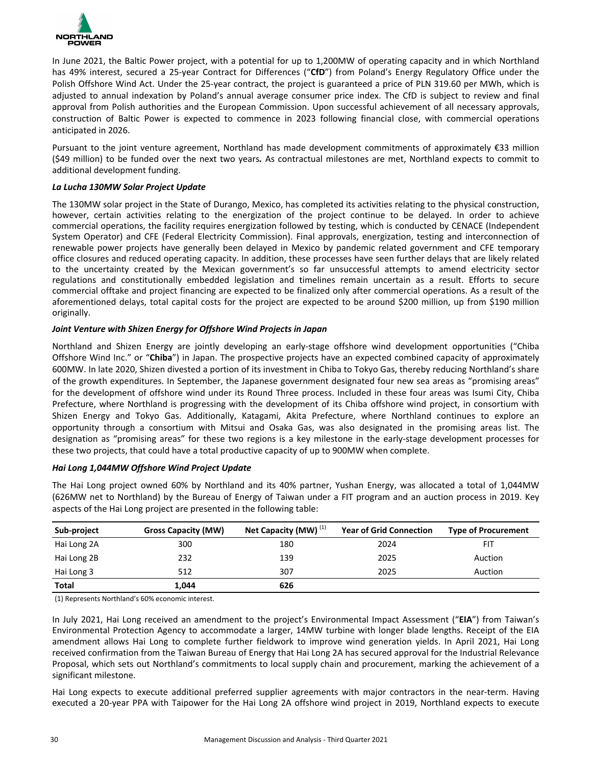In June 2021, the Baltic Power project, with a potential for up to 1,200MW of operating capacity and in which Northland has 49% interest, secured a 25-year Contract for Differences ("**CfD**") from Poland's Energy Regulatory Office under the Polish Offshore Wind Act. Under the 25-year contract, the project is guaranteed a price of PLN 319.60 per MWh, which is adjusted to annual indexation by Poland's annual average consumer price index. The CfD is subject to review and final approval from Polish authorities and the European Commission. Upon successful achievement of all necessary approvals, construction of Baltic Power is expected to commence in 2023 following financial close, with commercial operations anticipated in 2026.

Pursuant to the joint venture agreement, Northland has made development commitments of approximately €33 million ($49 million) to be funded over the next two years**.** As contractual milestones are met, Northland expects to commit to additional development funding.

***La Lucha 130MW Solar Project Update***

The 130MW solar project in the State of Durango, Mexico, has completed its activities relating to the physical construction, however, certain activities relating to the energization of the project continue to be delayed. In order to achieve commercial operations, the facility requires energization followed by testing, which is conducted by CENACE (Independent System Operator) and CFE (Federal Electricity Commission). Final approvals, energization, testing and interconnection of renewable power projects have generally been delayed in Mexico by pandemic related government and CFE temporary office closures and reduced operating capacity. In addition, these processes have seen further delays that are likely related to the uncertainty created by the Mexican government's so far unsuccessful attempts to amend electricity sector regulations and constitutionally embedded legislation and timelines remain uncertain as a result. Efforts to secure commercial offtake and project financing are expected to be finalized only after commercial operations. As a result of the aforementioned delays, total capital costs for the project are expected to be around $200 million, up from $190 million originally.

***Joint Venture with Shizen Energy for Offshore Wind Projects in Japan***

Northland and Shizen Energy are jointly developing an early-stage offshore wind development opportunities ("Chiba Offshore Wind Inc." or "**Chiba**") in Japan. The prospective projects have an expected combined capacity of approximately 600MW. In late 2020, Shizen divested a portion of its investment in Chiba to Tokyo Gas, thereby reducing Northland's share of the growth expenditures. In September, the Japanese government designated four new sea areas as "promising areas" for the development of offshore wind under its Round Three process. Included in these four areas was Isumi City, Chiba Prefecture, where Northland is progressing with the development of its Chiba offshore wind project, in consortium with Shizen Energy and Tokyo Gas. Additionally, Katagami, Akita Prefecture, where Northland continues to explore an opportunity through a consortium with Mitsui and Osaka Gas, was also designated in the promising areas list. The designation as "promising areas" for these two regions is a key milestone in the early-stage development processes for these two projects, that could have a total productive capacity of up to 900MW when complete.

***Hai Long 1,044MW Offshore Wind Project Update***

The Hai Long project owned 60% by Northland and its 40% partner, Yushan Energy, was allocated a total of 1,044MW (626MW net to Northland) by the Bureau of Energy of Taiwan under a FIT program and an auction process in 2019. Key aspects of the Hai Long project are presented in the following table:

| Sub-project | Gross Capacity (MW) | Net Capacity (MW) [1] | Year of Grid Connection | Type of Procurement |
|---|---|---|---|---|
| Hai Long 2A | 300 | 180 | 2024 | FIT |
| Hai Long 2B | 232 | 139 | 2025 | Auction |
| Hai Long 3 | 512 | 307 | 2025 | Auction |
| **Total** | **1,044** | **626** | | |

(1) Represents Northland's 60% economic interest.

In July 2021, Hai Long received an amendment to the project's Environmental Impact Assessment ("**EIA**") from Taiwan's Environmental Protection Agency to accommodate a larger, 14MW turbine with longer blade lengths. Receipt of the EIA amendment allows Hai Long to complete further fieldwork to improve wind generation yields. In April 2021, Hai Long received confirmation from the Taiwan Bureau of Energy that Hai Long 2A has secured approval for the Industrial Relevance Proposal, which sets out Northland's commitments to local supply chain and procurement, marking the achievement of a significant milestone.

Hai Long expects to execute additional preferred supplier agreements with major contractors in the near-term. Having executed a 20-year PPA with Taipower for the Hai Long 2A offshore wind project in 2019, Northland expects to execute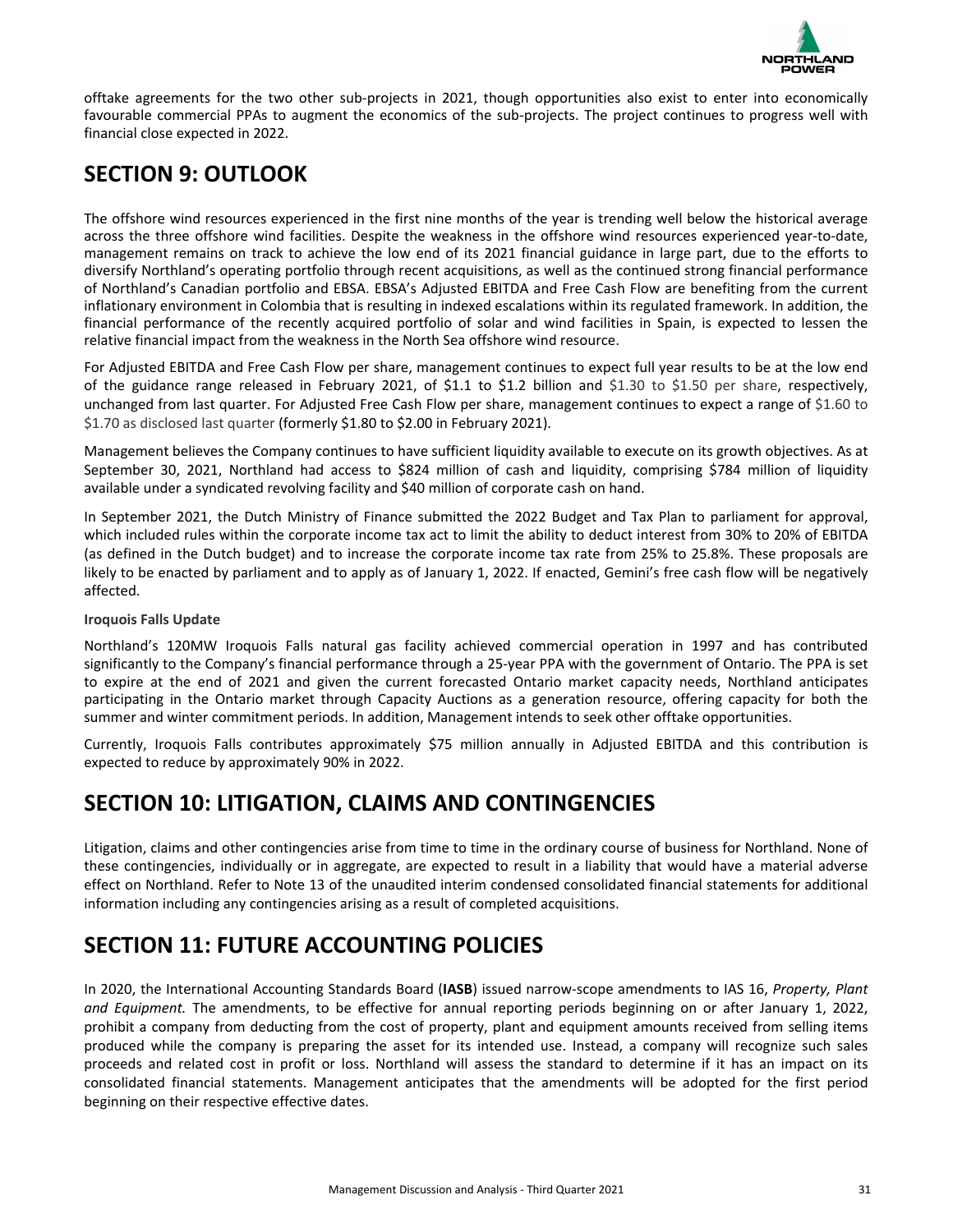offtake agreements for the two other sub-projects in 2021, though opportunities also exist to enter into economically favourable commercial PPAs to augment the economics of the sub-projects. The project continues to progress well with financial close expected in 2022.

# SECTION 9: OUTLOOK

The offshore wind resources experienced in the first nine months of the year is trending well below the historical average across the three offshore wind facilities. Despite the weakness in the offshore wind resources experienced year-to-date, management remains on track to achieve the low end of its 2021 financial guidance in large part, due to the efforts to diversify Northland's operating portfolio through recent acquisitions, as well as the continued strong financial performance of Northland's Canadian portfolio and EBSA. EBSA's Adjusted EBITDA and Free Cash Flow are benefiting from the current inflationary environment in Colombia that is resulting in indexed escalations within its regulated framework. In addition, the financial performance of the recently acquired portfolio of solar and wind facilities in Spain, is expected to lessen the relative financial impact from the weakness in the North Sea offshore wind resource.

For Adjusted EBITDA and Free Cash Flow per share, management continues to expect full year results to be at the low end of the guidance range released in February 2021, of $1.1 to $1.2 billion and $1.30 to $1.50 per share, respectively, unchanged from last quarter. For Adjusted Free Cash Flow per share, management continues to expect a range of $1.60 to $1.70 as disclosed last quarter (formerly $1.80 to $2.00 in February 2021).

Management believes the Company continues to have sufficient liquidity available to execute on its growth objectives. As at September 30, 2021, Northland had access to $824 million of cash and liquidity, comprising $784 million of liquidity available under a syndicated revolving facility and $40 million of corporate cash on hand.

In September 2021, the Dutch Ministry of Finance submitted the 2022 Budget and Tax Plan to parliament for approval, which included rules within the corporate income tax act to limit the ability to deduct interest from 30% to 20% of EBITDA (as defined in the Dutch budget) and to increase the corporate income tax rate from 25% to 25.8%. These proposals are likely to be enacted by parliament and to apply as of January 1, 2022. If enacted, Gemini's free cash flow will be negatively affected.

**Iroquois Falls Update**

Northland's 120MW Iroquois Falls natural gas facility achieved commercial operation in 1997 and has contributed significantly to the Company's financial performance through a 25-year PPA with the government of Ontario. The PPA is set to expire at the end of 2021 and given the current forecasted Ontario market capacity needs, Northland anticipates participating in the Ontario market through Capacity Auctions as a generation resource, offering capacity for both the summer and winter commitment periods. In addition, Management intends to seek other offtake opportunities.

Currently, Iroquois Falls contributes approximately $75 million annually in Adjusted EBITDA and this contribution is expected to reduce by approximately 90% in 2022.

# SECTION 10: LITIGATION, CLAIMS AND CONTINGENCIES

Litigation, claims and other contingencies arise from time to time in the ordinary course of business for Northland. None of these contingencies, individually or in aggregate, are expected to result in a liability that would have a material adverse effect on Northland. Refer to Note 13 of the unaudited interim condensed consolidated financial statements for additional information including any contingencies arising as a result of completed acquisitions.

# SECTION 11: FUTURE ACCOUNTING POLICIES

In 2020, the International Accounting Standards Board (**IASB**) issued narrow-scope amendments to IAS 16, *Property, Plant and Equipment.* The amendments, to be effective for annual reporting periods beginning on or after January 1, 2022, prohibit a company from deducting from the cost of property, plant and equipment amounts received from selling items produced while the company is preparing the asset for its intended use. Instead, a company will recognize such sales proceeds and related cost in profit or loss. Northland will assess the standard to determine if it has an impact on its consolidated financial statements. Management anticipates that the amendments will be adopted for the first period beginning on their respective effective dates.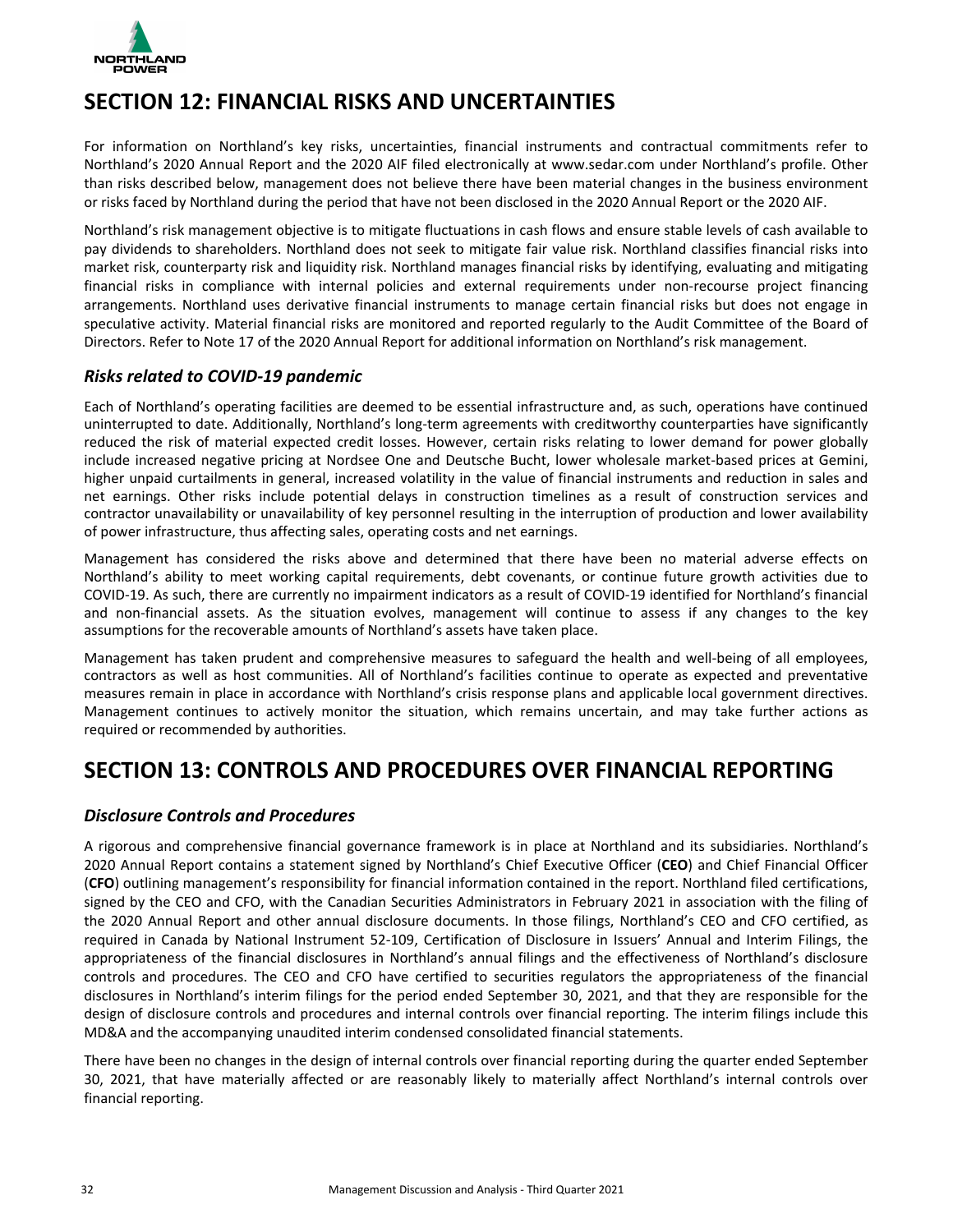# SECTION 12: FINANCIAL RISKS AND UNCERTAINTIES

For information on Northland's key risks, uncertainties, financial instruments and contractual commitments refer to Northland's 2020 Annual Report and the 2020 AIF filed electronically at www.sedar.com under Northland's profile. Other than risks described below, management does not believe there have been material changes in the business environment or risks faced by Northland during the period that have not been disclosed in the 2020 Annual Report or the 2020 AIF.

Northland's risk management objective is to mitigate fluctuations in cash flows and ensure stable levels of cash available to pay dividends to shareholders. Northland does not seek to mitigate fair value risk. Northland classifies financial risks into market risk, counterparty risk and liquidity risk. Northland manages financial risks by identifying, evaluating and mitigating financial risks in compliance with internal policies and external requirements under non-recourse project financing arrangements. Northland uses derivative financial instruments to manage certain financial risks but does not engage in speculative activity. Material financial risks are monitored and reported regularly to the Audit Committee of the Board of Directors. Refer to Note 17 of the 2020 Annual Report for additional information on Northland's risk management.

### *Risks related to COVID-19 pandemic*

Each of Northland's operating facilities are deemed to be essential infrastructure and, as such, operations have continued uninterrupted to date. Additionally, Northland's long-term agreements with creditworthy counterparties have significantly reduced the risk of material expected credit losses. However, certain risks relating to lower demand for power globally include increased negative pricing at Nordsee One and Deutsche Bucht, lower wholesale market-based prices at Gemini, higher unpaid curtailments in general, increased volatility in the value of financial instruments and reduction in sales and net earnings. Other risks include potential delays in construction timelines as a result of construction services and contractor unavailability or unavailability of key personnel resulting in the interruption of production and lower availability of power infrastructure, thus affecting sales, operating costs and net earnings.

Management has considered the risks above and determined that there have been no material adverse effects on Northland's ability to meet working capital requirements, debt covenants, or continue future growth activities due to COVID-19. As such, there are currently no impairment indicators as a result of COVID-19 identified for Northland's financial and non-financial assets. As the situation evolves, management will continue to assess if any changes to the key assumptions for the recoverable amounts of Northland's assets have taken place.

Management has taken prudent and comprehensive measures to safeguard the health and well-being of all employees, contractors as well as host communities. All of Northland's facilities continue to operate as expected and preventative measures remain in place in accordance with Northland's crisis response plans and applicable local government directives. Management continues to actively monitor the situation, which remains uncertain, and may take further actions as required or recommended by authorities.

# SECTION 13: CONTROLS AND PROCEDURES OVER FINANCIAL REPORTING

### *Disclosure Controls and Procedures*

A rigorous and comprehensive financial governance framework is in place at Northland and its subsidiaries. Northland's 2020 Annual Report contains a statement signed by Northland's Chief Executive Officer (**CEO**) and Chief Financial Officer (**CFO**) outlining management's responsibility for financial information contained in the report. Northland filed certifications, signed by the CEO and CFO, with the Canadian Securities Administrators in February 2021 in association with the filing of the 2020 Annual Report and other annual disclosure documents. In those filings, Northland's CEO and CFO certified, as required in Canada by National Instrument 52-109, Certification of Disclosure in Issuers' Annual and Interim Filings, the appropriateness of the financial disclosures in Northland's annual filings and the effectiveness of Northland's disclosure controls and procedures. The CEO and CFO have certified to securities regulators the appropriateness of the financial disclosures in Northland's interim filings for the period ended September 30, 2021, and that they are responsible for the design of disclosure controls and procedures and internal controls over financial reporting. The interim filings include this MD&A and the accompanying unaudited interim condensed consolidated financial statements.

There have been no changes in the design of internal controls over financial reporting during the quarter ended September 30, 2021, that have materially affected or are reasonably likely to materially affect Northland's internal controls over financial reporting.